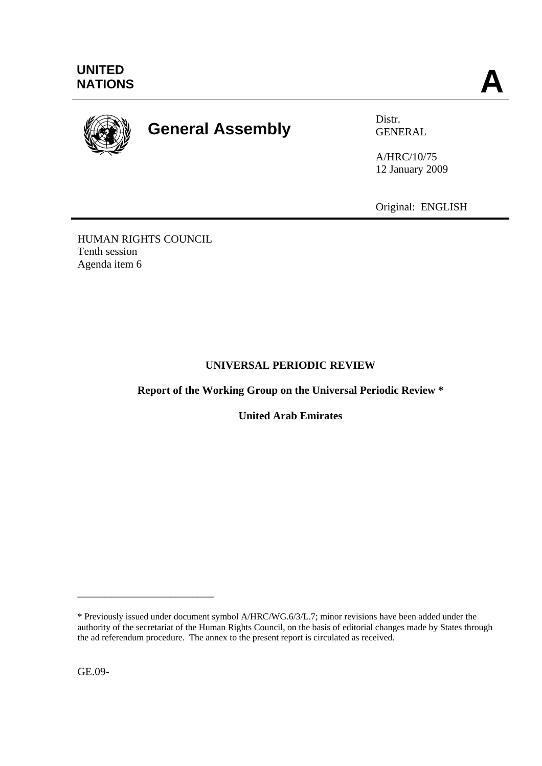UNITED NATIONS

A

# General Assembly

Distr.
GENERAL

A/HRC/10/75
12 January 2009

Original: ENGLISH

HUMAN RIGHTS COUNCIL
Tenth session
Agenda item 6

## UNIVERSAL PERIODIC REVIEW

**Report of the Working Group on the Universal Periodic Review ***

**United Arab Emirates**

---

* Previously issued under document symbol A/HRC/WG.6/3/L.7; minor revisions have been added under the authority of the secretariat of the Human Rights Council, on the basis of editorial changes made by States through the ad referendum procedure. The annex to the present report is circulated as received.

GE.09-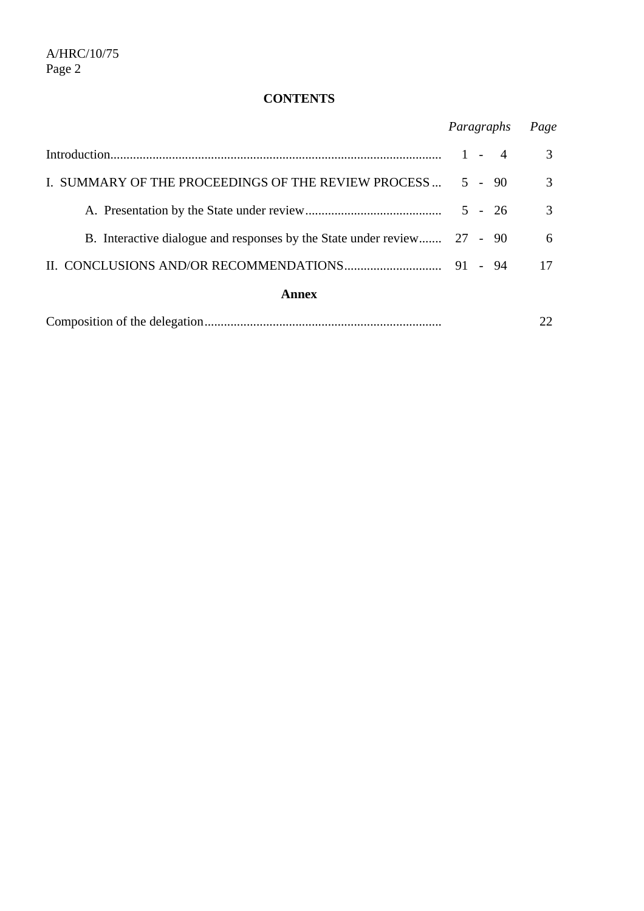**CONTENTS**

| | *Paragraphs* | *Page* |
|---|---|---|
| Introduction | 1 - 4 | 3 |
| I. SUMMARY OF THE PROCEEDINGS OF THE REVIEW PROCESS | 5 - 90 | 3 |
| A. Presentation by the State under review | 5 - 26 | 3 |
| B. Interactive dialogue and responses by the State under review | 27 - 90 | 6 |
| II. CONCLUSIONS AND/OR RECOMMENDATIONS | 91 - 94 | 17 |

**Annex**

| | | |
|---|---|---|
| Composition of the delegation | | 22 |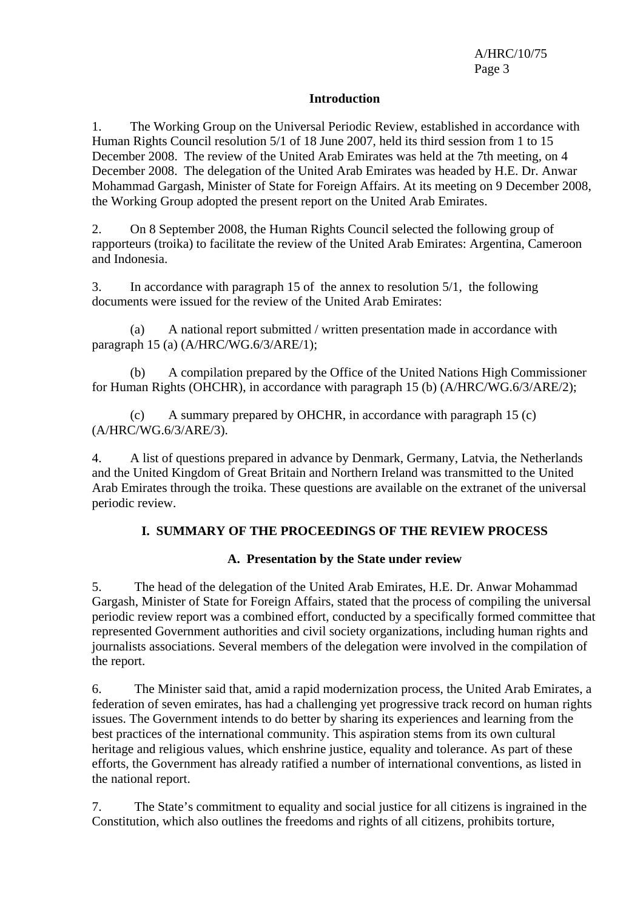## Introduction

1. The Working Group on the Universal Periodic Review, established in accordance with Human Rights Council resolution 5/1 of 18 June 2007, held its third session from 1 to 15 December 2008. The review of the United Arab Emirates was held at the 7th meeting, on 4 December 2008. The delegation of the United Arab Emirates was headed by H.E. Dr. Anwar Mohammad Gargash, Minister of State for Foreign Affairs. At its meeting on 9 December 2008, the Working Group adopted the present report on the United Arab Emirates.

2. On 8 September 2008, the Human Rights Council selected the following group of rapporteurs (troika) to facilitate the review of the United Arab Emirates: Argentina, Cameroon and Indonesia.

3. In accordance with paragraph 15 of the annex to resolution 5/1, the following documents were issued for the review of the United Arab Emirates:

(a) A national report submitted / written presentation made in accordance with paragraph 15 (a) (A/HRC/WG.6/3/ARE/1);

(b) A compilation prepared by the Office of the United Nations High Commissioner for Human Rights (OHCHR), in accordance with paragraph 15 (b) (A/HRC/WG.6/3/ARE/2);

(c) A summary prepared by OHCHR, in accordance with paragraph 15 (c) (A/HRC/WG.6/3/ARE/3).

4. A list of questions prepared in advance by Denmark, Germany, Latvia, the Netherlands and the United Kingdom of Great Britain and Northern Ireland was transmitted to the United Arab Emirates through the troika. These questions are available on the extranet of the universal periodic review.

## I. SUMMARY OF THE PROCEEDINGS OF THE REVIEW PROCESS

### A. Presentation by the State under review

5. The head of the delegation of the United Arab Emirates, H.E. Dr. Anwar Mohammad Gargash, Minister of State for Foreign Affairs, stated that the process of compiling the universal periodic review report was a combined effort, conducted by a specifically formed committee that represented Government authorities and civil society organizations, including human rights and journalists associations. Several members of the delegation were involved in the compilation of the report.

6. The Minister said that, amid a rapid modernization process, the United Arab Emirates, a federation of seven emirates, has had a challenging yet progressive track record on human rights issues. The Government intends to do better by sharing its experiences and learning from the best practices of the international community. This aspiration stems from its own cultural heritage and religious values, which enshrine justice, equality and tolerance. As part of these efforts, the Government has already ratified a number of international conventions, as listed in the national report.

7. The State's commitment to equality and social justice for all citizens is ingrained in the Constitution, which also outlines the freedoms and rights of all citizens, prohibits torture,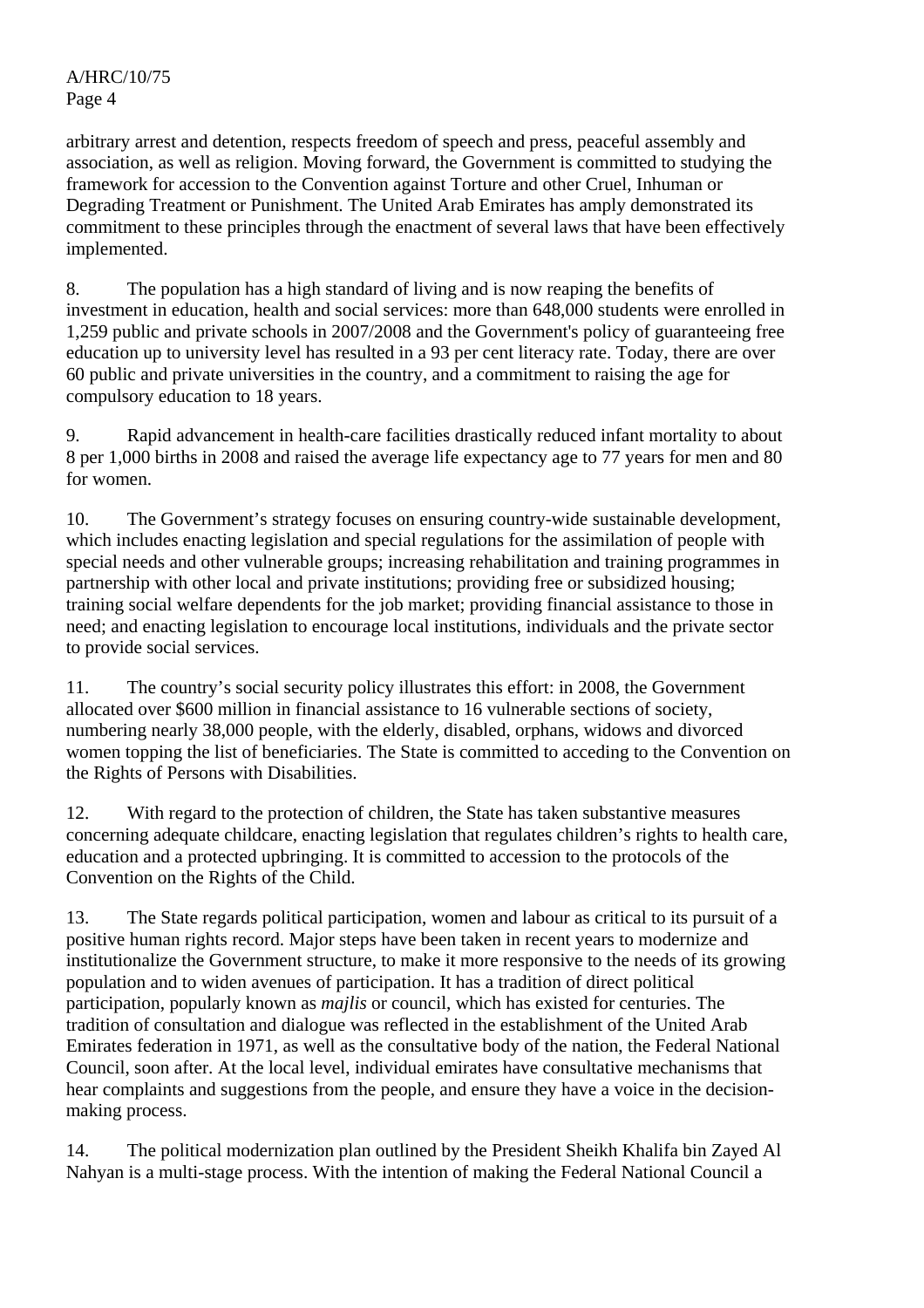arbitrary arrest and detention, respects freedom of speech and press, peaceful assembly and association, as well as religion. Moving forward, the Government is committed to studying the framework for accession to the Convention against Torture and other Cruel, Inhuman or Degrading Treatment or Punishment. The United Arab Emirates has amply demonstrated its commitment to these principles through the enactment of several laws that have been effectively implemented.

8. The population has a high standard of living and is now reaping the benefits of investment in education, health and social services: more than 648,000 students were enrolled in 1,259 public and private schools in 2007/2008 and the Government's policy of guaranteeing free education up to university level has resulted in a 93 per cent literacy rate. Today, there are over 60 public and private universities in the country, and a commitment to raising the age for compulsory education to 18 years.

9. Rapid advancement in health-care facilities drastically reduced infant mortality to about 8 per 1,000 births in 2008 and raised the average life expectancy age to 77 years for men and 80 for women.

10. The Government's strategy focuses on ensuring country-wide sustainable development, which includes enacting legislation and special regulations for the assimilation of people with special needs and other vulnerable groups; increasing rehabilitation and training programmes in partnership with other local and private institutions; providing free or subsidized housing; training social welfare dependents for the job market; providing financial assistance to those in need; and enacting legislation to encourage local institutions, individuals and the private sector to provide social services.

11. The country's social security policy illustrates this effort: in 2008, the Government allocated over $600 million in financial assistance to 16 vulnerable sections of society, numbering nearly 38,000 people, with the elderly, disabled, orphans, widows and divorced women topping the list of beneficiaries. The State is committed to acceding to the Convention on the Rights of Persons with Disabilities.

12. With regard to the protection of children, the State has taken substantive measures concerning adequate childcare, enacting legislation that regulates children's rights to health care, education and a protected upbringing. It is committed to accession to the protocols of the Convention on the Rights of the Child.

13. The State regards political participation, women and labour as critical to its pursuit of a positive human rights record. Major steps have been taken in recent years to modernize and institutionalize the Government structure, to make it more responsive to the needs of its growing population and to widen avenues of participation. It has a tradition of direct political participation, popularly known as *majlis* or council, which has existed for centuries. The tradition of consultation and dialogue was reflected in the establishment of the United Arab Emirates federation in 1971, as well as the consultative body of the nation, the Federal National Council, soon after. At the local level, individual emirates have consultative mechanisms that hear complaints and suggestions from the people, and ensure they have a voice in the decision-making process.

14. The political modernization plan outlined by the President Sheikh Khalifa bin Zayed Al Nahyan is a multi-stage process. With the intention of making the Federal National Council a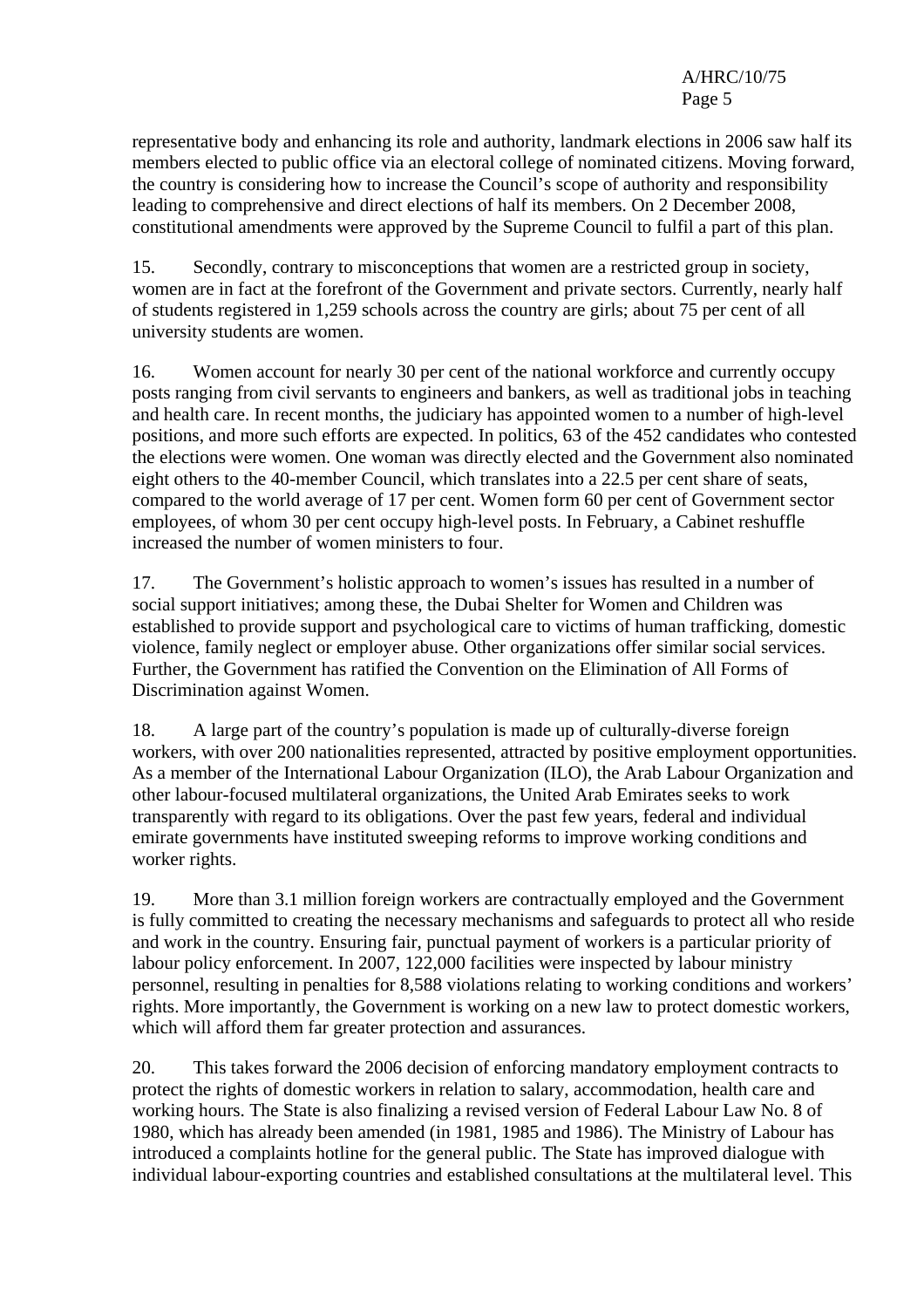representative body and enhancing its role and authority, landmark elections in 2006 saw half its members elected to public office via an electoral college of nominated citizens. Moving forward, the country is considering how to increase the Council's scope of authority and responsibility leading to comprehensive and direct elections of half its members. On 2 December 2008, constitutional amendments were approved by the Supreme Council to fulfil a part of this plan.

15. Secondly, contrary to misconceptions that women are a restricted group in society, women are in fact at the forefront of the Government and private sectors. Currently, nearly half of students registered in 1,259 schools across the country are girls; about 75 per cent of all university students are women.

16. Women account for nearly 30 per cent of the national workforce and currently occupy posts ranging from civil servants to engineers and bankers, as well as traditional jobs in teaching and health care. In recent months, the judiciary has appointed women to a number of high-level positions, and more such efforts are expected. In politics, 63 of the 452 candidates who contested the elections were women. One woman was directly elected and the Government also nominated eight others to the 40-member Council, which translates into a 22.5 per cent share of seats, compared to the world average of 17 per cent. Women form 60 per cent of Government sector employees, of whom 30 per cent occupy high-level posts. In February, a Cabinet reshuffle increased the number of women ministers to four.

17. The Government's holistic approach to women's issues has resulted in a number of social support initiatives; among these, the Dubai Shelter for Women and Children was established to provide support and psychological care to victims of human trafficking, domestic violence, family neglect or employer abuse. Other organizations offer similar social services. Further, the Government has ratified the Convention on the Elimination of All Forms of Discrimination against Women.

18. A large part of the country's population is made up of culturally-diverse foreign workers, with over 200 nationalities represented, attracted by positive employment opportunities. As a member of the International Labour Organization (ILO), the Arab Labour Organization and other labour-focused multilateral organizations, the United Arab Emirates seeks to work transparently with regard to its obligations. Over the past few years, federal and individual emirate governments have instituted sweeping reforms to improve working conditions and worker rights.

19. More than 3.1 million foreign workers are contractually employed and the Government is fully committed to creating the necessary mechanisms and safeguards to protect all who reside and work in the country. Ensuring fair, punctual payment of workers is a particular priority of labour policy enforcement. In 2007, 122,000 facilities were inspected by labour ministry personnel, resulting in penalties for 8,588 violations relating to working conditions and workers' rights. More importantly, the Government is working on a new law to protect domestic workers, which will afford them far greater protection and assurances.

20. This takes forward the 2006 decision of enforcing mandatory employment contracts to protect the rights of domestic workers in relation to salary, accommodation, health care and working hours. The State is also finalizing a revised version of Federal Labour Law No. 8 of 1980, which has already been amended (in 1981, 1985 and 1986). The Ministry of Labour has introduced a complaints hotline for the general public. The State has improved dialogue with individual labour-exporting countries and established consultations at the multilateral level. This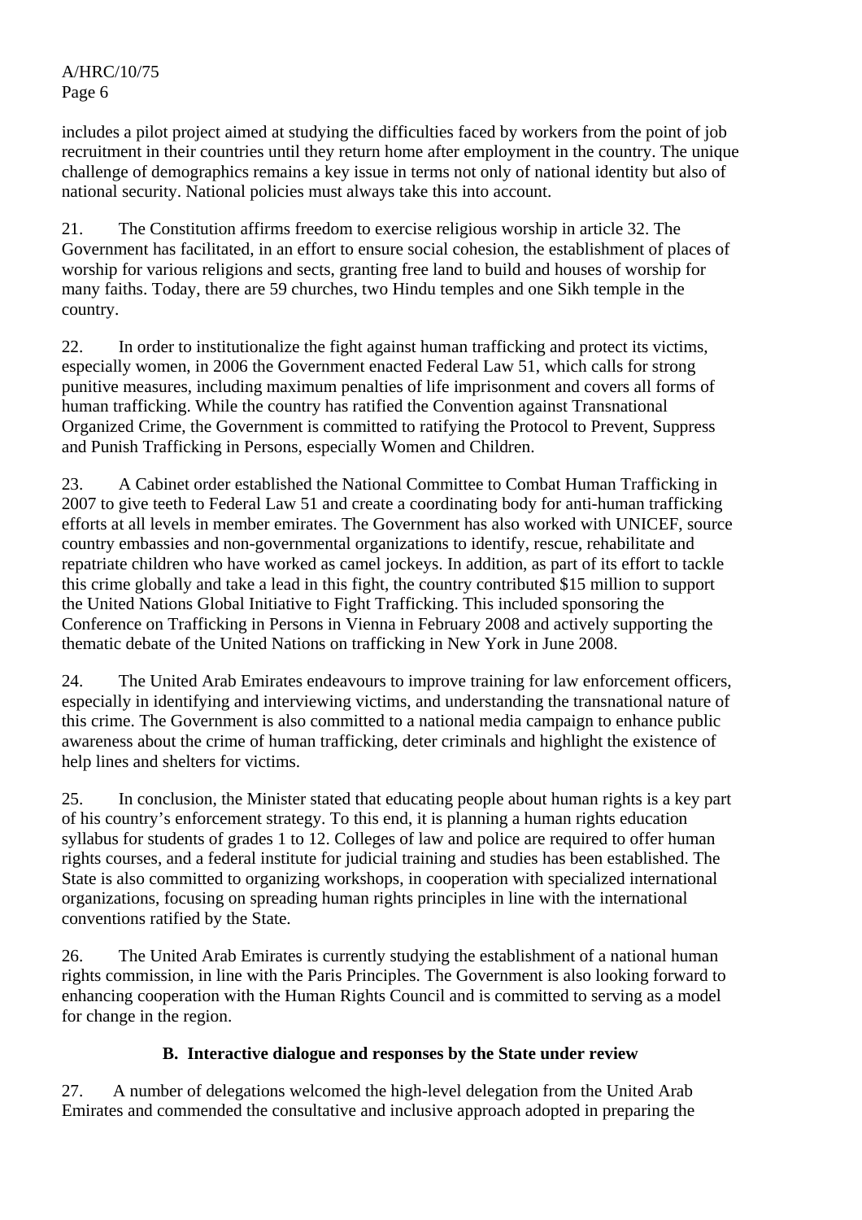includes a pilot project aimed at studying the difficulties faced by workers from the point of job recruitment in their countries until they return home after employment in the country. The unique challenge of demographics remains a key issue in terms not only of national identity but also of national security. National policies must always take this into account.

21. The Constitution affirms freedom to exercise religious worship in article 32. The Government has facilitated, in an effort to ensure social cohesion, the establishment of places of worship for various religions and sects, granting free land to build and houses of worship for many faiths. Today, there are 59 churches, two Hindu temples and one Sikh temple in the country.

22. In order to institutionalize the fight against human trafficking and protect its victims, especially women, in 2006 the Government enacted Federal Law 51, which calls for strong punitive measures, including maximum penalties of life imprisonment and covers all forms of human trafficking. While the country has ratified the Convention against Transnational Organized Crime, the Government is committed to ratifying the Protocol to Prevent, Suppress and Punish Trafficking in Persons, especially Women and Children.

23. A Cabinet order established the National Committee to Combat Human Trafficking in 2007 to give teeth to Federal Law 51 and create a coordinating body for anti-human trafficking efforts at all levels in member emirates. The Government has also worked with UNICEF, source country embassies and non-governmental organizations to identify, rescue, rehabilitate and repatriate children who have worked as camel jockeys. In addition, as part of its effort to tackle this crime globally and take a lead in this fight, the country contributed $15 million to support the United Nations Global Initiative to Fight Trafficking. This included sponsoring the Conference on Trafficking in Persons in Vienna in February 2008 and actively supporting the thematic debate of the United Nations on trafficking in New York in June 2008.

24. The United Arab Emirates endeavours to improve training for law enforcement officers, especially in identifying and interviewing victims, and understanding the transnational nature of this crime. The Government is also committed to a national media campaign to enhance public awareness about the crime of human trafficking, deter criminals and highlight the existence of help lines and shelters for victims.

25. In conclusion, the Minister stated that educating people about human rights is a key part of his country's enforcement strategy. To this end, it is planning a human rights education syllabus for students of grades 1 to 12. Colleges of law and police are required to offer human rights courses, and a federal institute for judicial training and studies has been established. The State is also committed to organizing workshops, in cooperation with specialized international organizations, focusing on spreading human rights principles in line with the international conventions ratified by the State.

26. The United Arab Emirates is currently studying the establishment of a national human rights commission, in line with the Paris Principles. The Government is also looking forward to enhancing cooperation with the Human Rights Council and is committed to serving as a model for change in the region.

### B. Interactive dialogue and responses by the State under review

27. A number of delegations welcomed the high-level delegation from the United Arab Emirates and commended the consultative and inclusive approach adopted in preparing the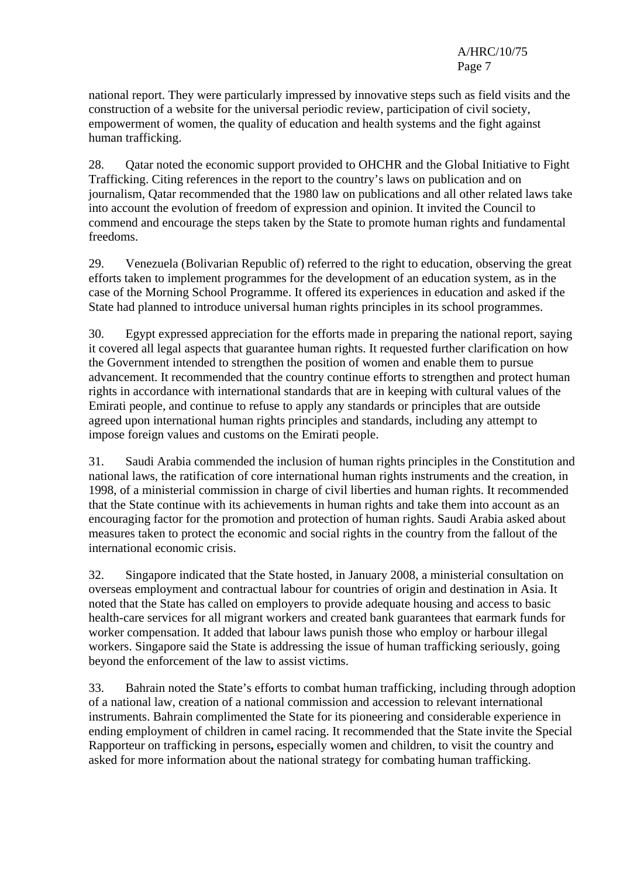national report. They were particularly impressed by innovative steps such as field visits and the construction of a website for the universal periodic review, participation of civil society, empowerment of women, the quality of education and health systems and the fight against human trafficking.

28. Qatar noted the economic support provided to OHCHR and the Global Initiative to Fight Trafficking. Citing references in the report to the country's laws on publication and on journalism, Qatar recommended that the 1980 law on publications and all other related laws take into account the evolution of freedom of expression and opinion. It invited the Council to commend and encourage the steps taken by the State to promote human rights and fundamental freedoms.

29. Venezuela (Bolivarian Republic of) referred to the right to education, observing the great efforts taken to implement programmes for the development of an education system, as in the case of the Morning School Programme. It offered its experiences in education and asked if the State had planned to introduce universal human rights principles in its school programmes.

30. Egypt expressed appreciation for the efforts made in preparing the national report, saying it covered all legal aspects that guarantee human rights. It requested further clarification on how the Government intended to strengthen the position of women and enable them to pursue advancement. It recommended that the country continue efforts to strengthen and protect human rights in accordance with international standards that are in keeping with cultural values of the Emirati people, and continue to refuse to apply any standards or principles that are outside agreed upon international human rights principles and standards, including any attempt to impose foreign values and customs on the Emirati people.

31. Saudi Arabia commended the inclusion of human rights principles in the Constitution and national laws, the ratification of core international human rights instruments and the creation, in 1998, of a ministerial commission in charge of civil liberties and human rights. It recommended that the State continue with its achievements in human rights and take them into account as an encouraging factor for the promotion and protection of human rights. Saudi Arabia asked about measures taken to protect the economic and social rights in the country from the fallout of the international economic crisis.

32. Singapore indicated that the State hosted, in January 2008, a ministerial consultation on overseas employment and contractual labour for countries of origin and destination in Asia. It noted that the State has called on employers to provide adequate housing and access to basic health-care services for all migrant workers and created bank guarantees that earmark funds for worker compensation. It added that labour laws punish those who employ or harbour illegal workers. Singapore said the State is addressing the issue of human trafficking seriously, going beyond the enforcement of the law to assist victims.

33. Bahrain noted the State's efforts to combat human trafficking, including through adoption of a national law, creation of a national commission and accession to relevant international instruments. Bahrain complimented the State for its pioneering and considerable experience in ending employment of children in camel racing. It recommended that the State invite the Special Rapporteur on trafficking in persons**,** especially women and children, to visit the country and asked for more information about the national strategy for combating human trafficking.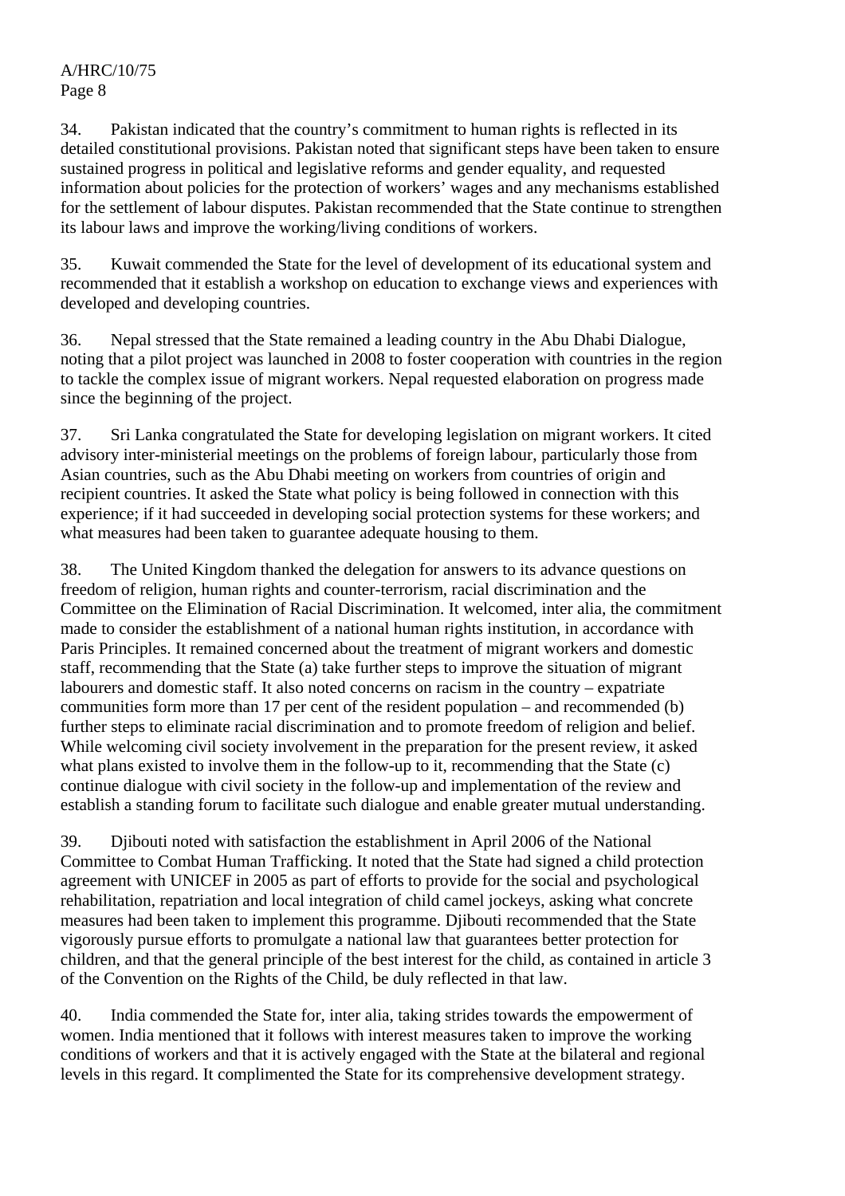34. Pakistan indicated that the country's commitment to human rights is reflected in its detailed constitutional provisions. Pakistan noted that significant steps have been taken to ensure sustained progress in political and legislative reforms and gender equality, and requested information about policies for the protection of workers' wages and any mechanisms established for the settlement of labour disputes. Pakistan recommended that the State continue to strengthen its labour laws and improve the working/living conditions of workers.

35. Kuwait commended the State for the level of development of its educational system and recommended that it establish a workshop on education to exchange views and experiences with developed and developing countries.

36. Nepal stressed that the State remained a leading country in the Abu Dhabi Dialogue, noting that a pilot project was launched in 2008 to foster cooperation with countries in the region to tackle the complex issue of migrant workers. Nepal requested elaboration on progress made since the beginning of the project.

37. Sri Lanka congratulated the State for developing legislation on migrant workers. It cited advisory inter-ministerial meetings on the problems of foreign labour, particularly those from Asian countries, such as the Abu Dhabi meeting on workers from countries of origin and recipient countries. It asked the State what policy is being followed in connection with this experience; if it had succeeded in developing social protection systems for these workers; and what measures had been taken to guarantee adequate housing to them.

38. The United Kingdom thanked the delegation for answers to its advance questions on freedom of religion, human rights and counter-terrorism, racial discrimination and the Committee on the Elimination of Racial Discrimination. It welcomed, inter alia, the commitment made to consider the establishment of a national human rights institution, in accordance with Paris Principles. It remained concerned about the treatment of migrant workers and domestic staff, recommending that the State (a) take further steps to improve the situation of migrant labourers and domestic staff. It also noted concerns on racism in the country – expatriate communities form more than 17 per cent of the resident population – and recommended (b) further steps to eliminate racial discrimination and to promote freedom of religion and belief. While welcoming civil society involvement in the preparation for the present review, it asked what plans existed to involve them in the follow-up to it, recommending that the State (c) continue dialogue with civil society in the follow-up and implementation of the review and establish a standing forum to facilitate such dialogue and enable greater mutual understanding.

39. Djibouti noted with satisfaction the establishment in April 2006 of the National Committee to Combat Human Trafficking. It noted that the State had signed a child protection agreement with UNICEF in 2005 as part of efforts to provide for the social and psychological rehabilitation, repatriation and local integration of child camel jockeys, asking what concrete measures had been taken to implement this programme. Djibouti recommended that the State vigorously pursue efforts to promulgate a national law that guarantees better protection for children, and that the general principle of the best interest for the child, as contained in article 3 of the Convention on the Rights of the Child, be duly reflected in that law.

40. India commended the State for, inter alia, taking strides towards the empowerment of women. India mentioned that it follows with interest measures taken to improve the working conditions of workers and that it is actively engaged with the State at the bilateral and regional levels in this regard. It complimented the State for its comprehensive development strategy.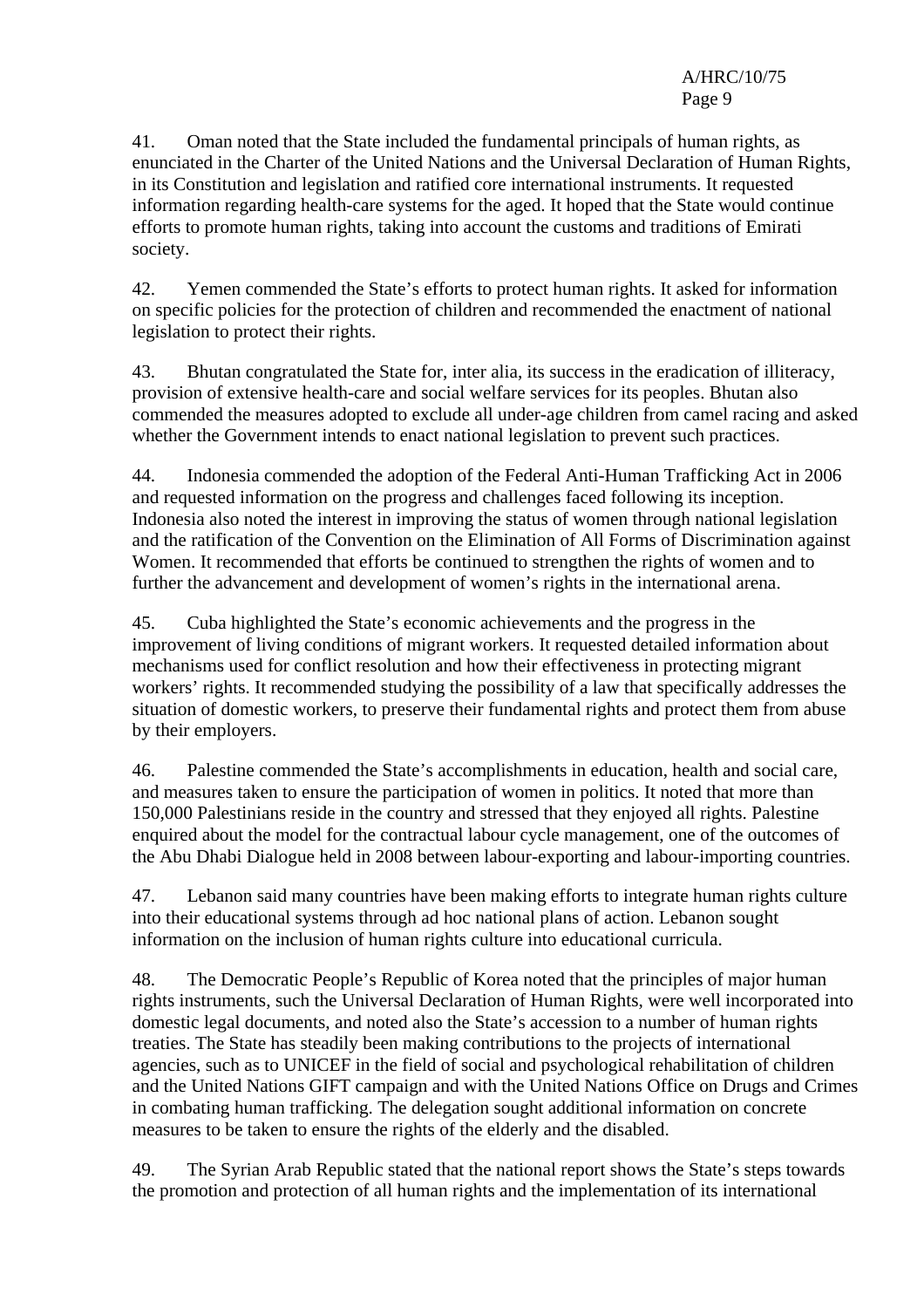41. Oman noted that the State included the fundamental principals of human rights, as enunciated in the Charter of the United Nations and the Universal Declaration of Human Rights, in its Constitution and legislation and ratified core international instruments. It requested information regarding health-care systems for the aged. It hoped that the State would continue efforts to promote human rights, taking into account the customs and traditions of Emirati society.

42. Yemen commended the State's efforts to protect human rights. It asked for information on specific policies for the protection of children and recommended the enactment of national legislation to protect their rights.

43. Bhutan congratulated the State for, inter alia, its success in the eradication of illiteracy, provision of extensive health-care and social welfare services for its peoples. Bhutan also commended the measures adopted to exclude all under-age children from camel racing and asked whether the Government intends to enact national legislation to prevent such practices.

44. Indonesia commended the adoption of the Federal Anti-Human Trafficking Act in 2006 and requested information on the progress and challenges faced following its inception. Indonesia also noted the interest in improving the status of women through national legislation and the ratification of the Convention on the Elimination of All Forms of Discrimination against Women. It recommended that efforts be continued to strengthen the rights of women and to further the advancement and development of women's rights in the international arena.

45. Cuba highlighted the State's economic achievements and the progress in the improvement of living conditions of migrant workers. It requested detailed information about mechanisms used for conflict resolution and how their effectiveness in protecting migrant workers' rights. It recommended studying the possibility of a law that specifically addresses the situation of domestic workers, to preserve their fundamental rights and protect them from abuse by their employers.

46. Palestine commended the State's accomplishments in education, health and social care, and measures taken to ensure the participation of women in politics. It noted that more than 150,000 Palestinians reside in the country and stressed that they enjoyed all rights. Palestine enquired about the model for the contractual labour cycle management, one of the outcomes of the Abu Dhabi Dialogue held in 2008 between labour-exporting and labour-importing countries.

47. Lebanon said many countries have been making efforts to integrate human rights culture into their educational systems through ad hoc national plans of action. Lebanon sought information on the inclusion of human rights culture into educational curricula.

48. The Democratic People's Republic of Korea noted that the principles of major human rights instruments, such the Universal Declaration of Human Rights, were well incorporated into domestic legal documents, and noted also the State's accession to a number of human rights treaties. The State has steadily been making contributions to the projects of international agencies, such as to UNICEF in the field of social and psychological rehabilitation of children and the United Nations GIFT campaign and with the United Nations Office on Drugs and Crimes in combating human trafficking. The delegation sought additional information on concrete measures to be taken to ensure the rights of the elderly and the disabled.

49. The Syrian Arab Republic stated that the national report shows the State's steps towards the promotion and protection of all human rights and the implementation of its international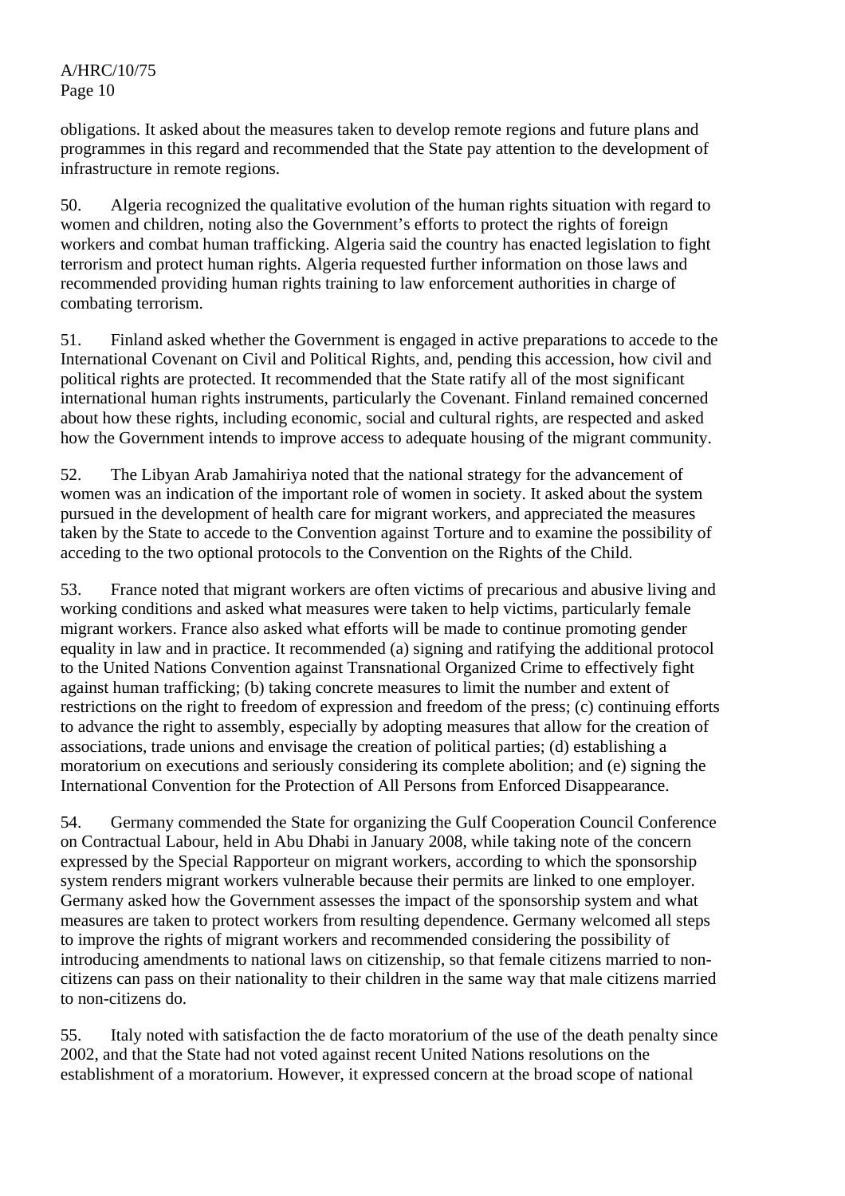obligations. It asked about the measures taken to develop remote regions and future plans and programmes in this regard and recommended that the State pay attention to the development of infrastructure in remote regions.

50. Algeria recognized the qualitative evolution of the human rights situation with regard to women and children, noting also the Government's efforts to protect the rights of foreign workers and combat human trafficking. Algeria said the country has enacted legislation to fight terrorism and protect human rights. Algeria requested further information on those laws and recommended providing human rights training to law enforcement authorities in charge of combating terrorism.

51. Finland asked whether the Government is engaged in active preparations to accede to the International Covenant on Civil and Political Rights, and, pending this accession, how civil and political rights are protected. It recommended that the State ratify all of the most significant international human rights instruments, particularly the Covenant. Finland remained concerned about how these rights, including economic, social and cultural rights, are respected and asked how the Government intends to improve access to adequate housing of the migrant community.

52. The Libyan Arab Jamahiriya noted that the national strategy for the advancement of women was an indication of the important role of women in society. It asked about the system pursued in the development of health care for migrant workers, and appreciated the measures taken by the State to accede to the Convention against Torture and to examine the possibility of acceding to the two optional protocols to the Convention on the Rights of the Child.

53. France noted that migrant workers are often victims of precarious and abusive living and working conditions and asked what measures were taken to help victims, particularly female migrant workers. France also asked what efforts will be made to continue promoting gender equality in law and in practice. It recommended (a) signing and ratifying the additional protocol to the United Nations Convention against Transnational Organized Crime to effectively fight against human trafficking; (b) taking concrete measures to limit the number and extent of restrictions on the right to freedom of expression and freedom of the press; (c) continuing efforts to advance the right to assembly, especially by adopting measures that allow for the creation of associations, trade unions and envisage the creation of political parties; (d) establishing a moratorium on executions and seriously considering its complete abolition; and (e) signing the International Convention for the Protection of All Persons from Enforced Disappearance.

54. Germany commended the State for organizing the Gulf Cooperation Council Conference on Contractual Labour, held in Abu Dhabi in January 2008, while taking note of the concern expressed by the Special Rapporteur on migrant workers, according to which the sponsorship system renders migrant workers vulnerable because their permits are linked to one employer. Germany asked how the Government assesses the impact of the sponsorship system and what measures are taken to protect workers from resulting dependence. Germany welcomed all steps to improve the rights of migrant workers and recommended considering the possibility of introducing amendments to national laws on citizenship, so that female citizens married to non-citizens can pass on their nationality to their children in the same way that male citizens married to non-citizens do.

55. Italy noted with satisfaction the de facto moratorium of the use of the death penalty since 2002, and that the State had not voted against recent United Nations resolutions on the establishment of a moratorium. However, it expressed concern at the broad scope of national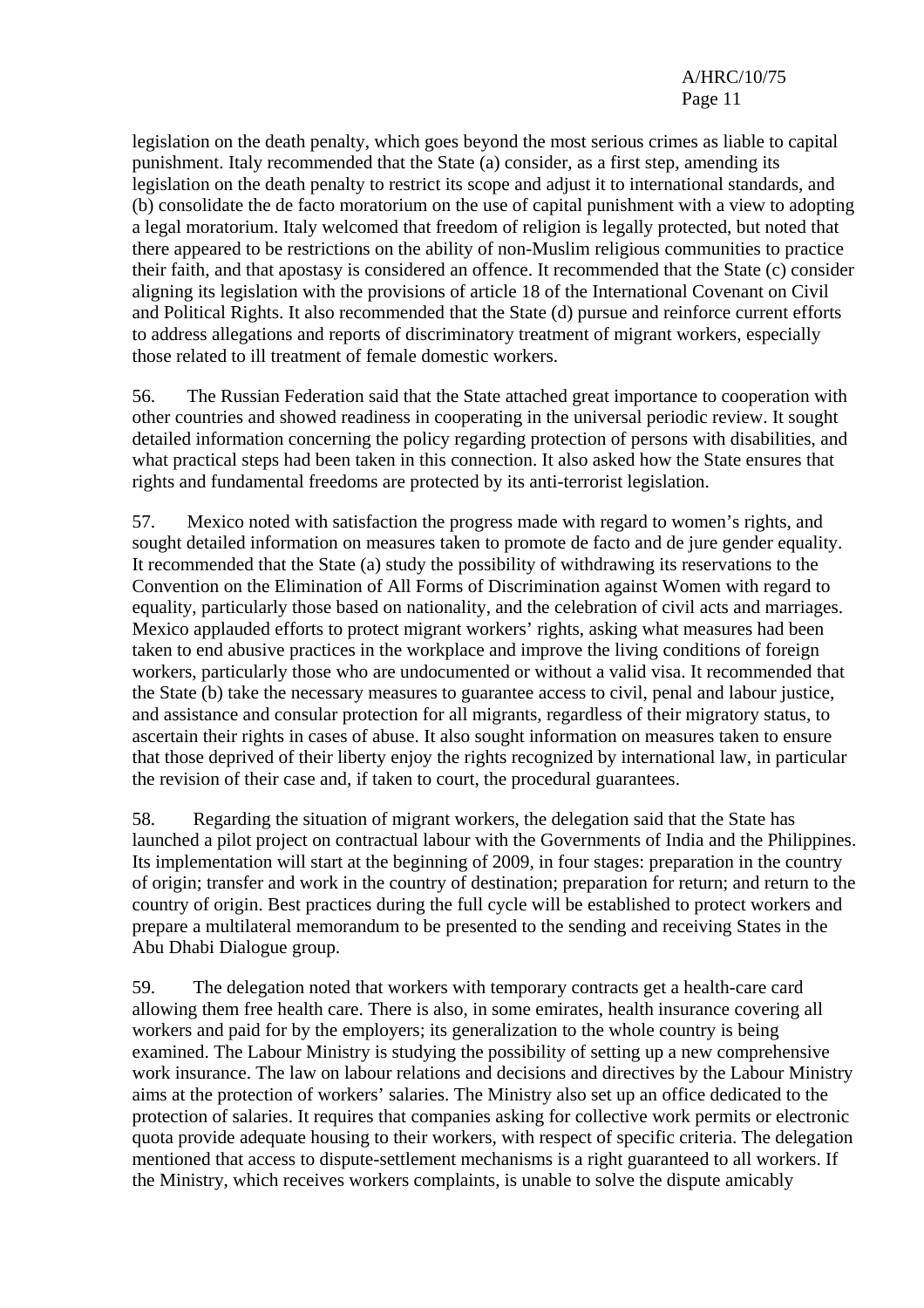legislation on the death penalty, which goes beyond the most serious crimes as liable to capital punishment. Italy recommended that the State (a) consider, as a first step, amending its legislation on the death penalty to restrict its scope and adjust it to international standards, and (b) consolidate the de facto moratorium on the use of capital punishment with a view to adopting a legal moratorium. Italy welcomed that freedom of religion is legally protected, but noted that there appeared to be restrictions on the ability of non-Muslim religious communities to practice their faith, and that apostasy is considered an offence. It recommended that the State (c) consider aligning its legislation with the provisions of article 18 of the International Covenant on Civil and Political Rights. It also recommended that the State (d) pursue and reinforce current efforts to address allegations and reports of discriminatory treatment of migrant workers, especially those related to ill treatment of female domestic workers.

56. The Russian Federation said that the State attached great importance to cooperation with other countries and showed readiness in cooperating in the universal periodic review. It sought detailed information concerning the policy regarding protection of persons with disabilities, and what practical steps had been taken in this connection. It also asked how the State ensures that rights and fundamental freedoms are protected by its anti-terrorist legislation.

57. Mexico noted with satisfaction the progress made with regard to women's rights, and sought detailed information on measures taken to promote de facto and de jure gender equality. It recommended that the State (a) study the possibility of withdrawing its reservations to the Convention on the Elimination of All Forms of Discrimination against Women with regard to equality, particularly those based on nationality, and the celebration of civil acts and marriages. Mexico applauded efforts to protect migrant workers' rights, asking what measures had been taken to end abusive practices in the workplace and improve the living conditions of foreign workers, particularly those who are undocumented or without a valid visa. It recommended that the State (b) take the necessary measures to guarantee access to civil, penal and labour justice, and assistance and consular protection for all migrants, regardless of their migratory status, to ascertain their rights in cases of abuse. It also sought information on measures taken to ensure that those deprived of their liberty enjoy the rights recognized by international law, in particular the revision of their case and, if taken to court, the procedural guarantees.

58. Regarding the situation of migrant workers, the delegation said that the State has launched a pilot project on contractual labour with the Governments of India and the Philippines. Its implementation will start at the beginning of 2009, in four stages: preparation in the country of origin; transfer and work in the country of destination; preparation for return; and return to the country of origin. Best practices during the full cycle will be established to protect workers and prepare a multilateral memorandum to be presented to the sending and receiving States in the Abu Dhabi Dialogue group.

59. The delegation noted that workers with temporary contracts get a health-care card allowing them free health care. There is also, in some emirates, health insurance covering all workers and paid for by the employers; its generalization to the whole country is being examined. The Labour Ministry is studying the possibility of setting up a new comprehensive work insurance. The law on labour relations and decisions and directives by the Labour Ministry aims at the protection of workers' salaries. The Ministry also set up an office dedicated to the protection of salaries. It requires that companies asking for collective work permits or electronic quota provide adequate housing to their workers, with respect of specific criteria. The delegation mentioned that access to dispute-settlement mechanisms is a right guaranteed to all workers. If the Ministry, which receives workers complaints, is unable to solve the dispute amicably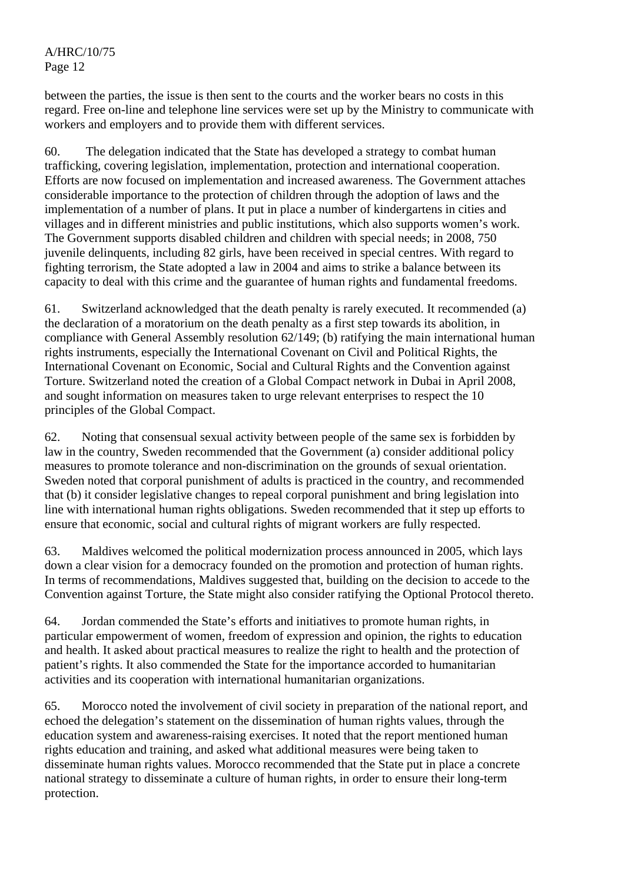between the parties, the issue is then sent to the courts and the worker bears no costs in this regard. Free on-line and telephone line services were set up by the Ministry to communicate with workers and employers and to provide them with different services.

60. The delegation indicated that the State has developed a strategy to combat human trafficking, covering legislation, implementation, protection and international cooperation. Efforts are now focused on implementation and increased awareness. The Government attaches considerable importance to the protection of children through the adoption of laws and the implementation of a number of plans. It put in place a number of kindergartens in cities and villages and in different ministries and public institutions, which also supports women's work. The Government supports disabled children and children with special needs; in 2008, 750 juvenile delinquents, including 82 girls, have been received in special centres. With regard to fighting terrorism, the State adopted a law in 2004 and aims to strike a balance between its capacity to deal with this crime and the guarantee of human rights and fundamental freedoms.

61. Switzerland acknowledged that the death penalty is rarely executed. It recommended (a) the declaration of a moratorium on the death penalty as a first step towards its abolition, in compliance with General Assembly resolution 62/149; (b) ratifying the main international human rights instruments, especially the International Covenant on Civil and Political Rights, the International Covenant on Economic, Social and Cultural Rights and the Convention against Torture. Switzerland noted the creation of a Global Compact network in Dubai in April 2008, and sought information on measures taken to urge relevant enterprises to respect the 10 principles of the Global Compact.

62. Noting that consensual sexual activity between people of the same sex is forbidden by law in the country, Sweden recommended that the Government (a) consider additional policy measures to promote tolerance and non-discrimination on the grounds of sexual orientation. Sweden noted that corporal punishment of adults is practiced in the country, and recommended that (b) it consider legislative changes to repeal corporal punishment and bring legislation into line with international human rights obligations. Sweden recommended that it step up efforts to ensure that economic, social and cultural rights of migrant workers are fully respected.

63. Maldives welcomed the political modernization process announced in 2005, which lays down a clear vision for a democracy founded on the promotion and protection of human rights. In terms of recommendations, Maldives suggested that, building on the decision to accede to the Convention against Torture, the State might also consider ratifying the Optional Protocol thereto.

64. Jordan commended the State's efforts and initiatives to promote human rights, in particular empowerment of women, freedom of expression and opinion, the rights to education and health. It asked about practical measures to realize the right to health and the protection of patient's rights. It also commended the State for the importance accorded to humanitarian activities and its cooperation with international humanitarian organizations.

65. Morocco noted the involvement of civil society in preparation of the national report, and echoed the delegation's statement on the dissemination of human rights values, through the education system and awareness-raising exercises. It noted that the report mentioned human rights education and training, and asked what additional measures were being taken to disseminate human rights values. Morocco recommended that the State put in place a concrete national strategy to disseminate a culture of human rights, in order to ensure their long-term protection.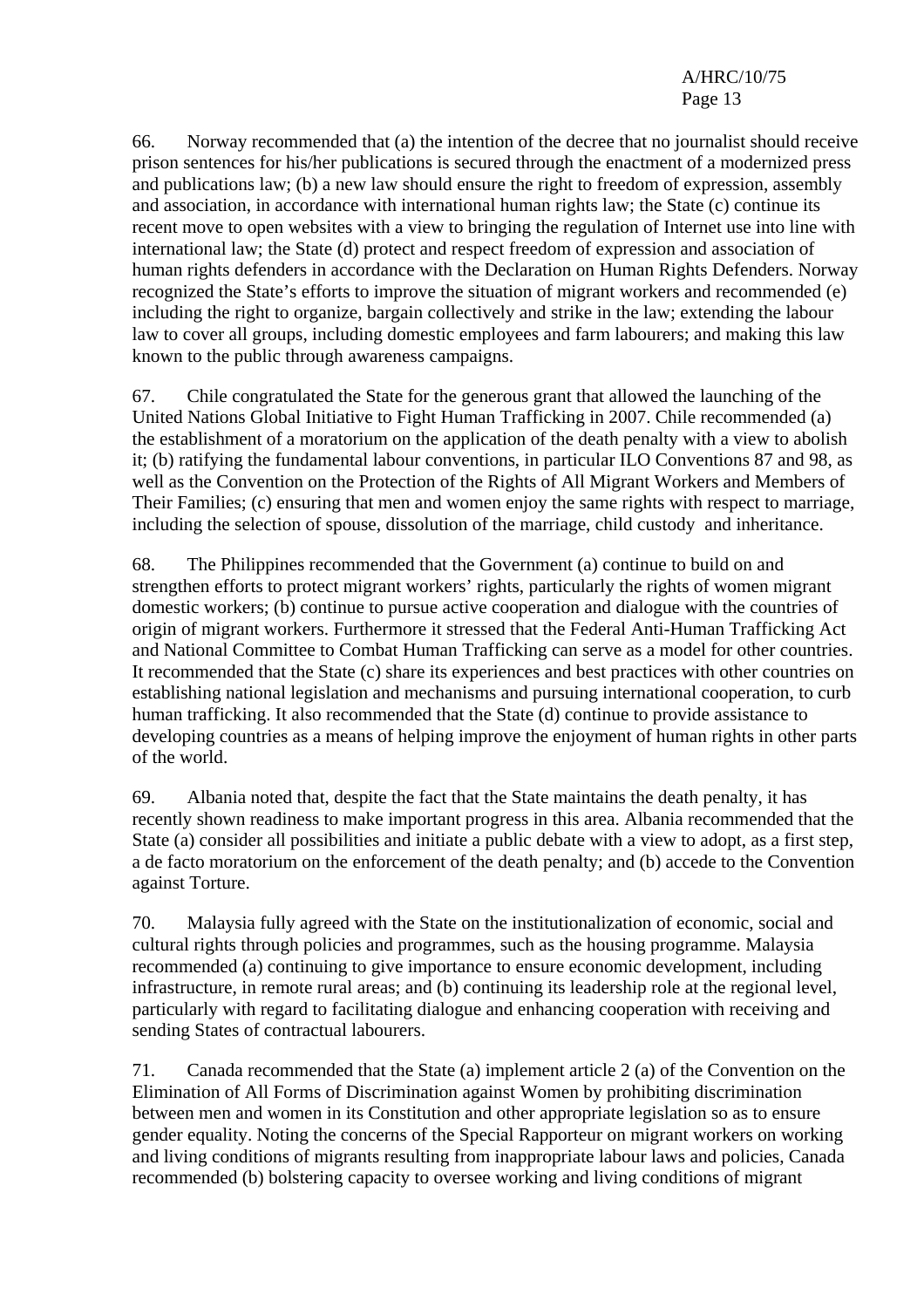66. Norway recommended that (a) the intention of the decree that no journalist should receive prison sentences for his/her publications is secured through the enactment of a modernized press and publications law; (b) a new law should ensure the right to freedom of expression, assembly and association, in accordance with international human rights law; the State (c) continue its recent move to open websites with a view to bringing the regulation of Internet use into line with international law; the State (d) protect and respect freedom of expression and association of human rights defenders in accordance with the Declaration on Human Rights Defenders. Norway recognized the State's efforts to improve the situation of migrant workers and recommended (e) including the right to organize, bargain collectively and strike in the law; extending the labour law to cover all groups, including domestic employees and farm labourers; and making this law known to the public through awareness campaigns.

67. Chile congratulated the State for the generous grant that allowed the launching of the United Nations Global Initiative to Fight Human Trafficking in 2007. Chile recommended (a) the establishment of a moratorium on the application of the death penalty with a view to abolish it; (b) ratifying the fundamental labour conventions, in particular ILO Conventions 87 and 98, as well as the Convention on the Protection of the Rights of All Migrant Workers and Members of Their Families; (c) ensuring that men and women enjoy the same rights with respect to marriage, including the selection of spouse, dissolution of the marriage, child custody and inheritance.

68. The Philippines recommended that the Government (a) continue to build on and strengthen efforts to protect migrant workers' rights, particularly the rights of women migrant domestic workers; (b) continue to pursue active cooperation and dialogue with the countries of origin of migrant workers. Furthermore it stressed that the Federal Anti-Human Trafficking Act and National Committee to Combat Human Trafficking can serve as a model for other countries. It recommended that the State (c) share its experiences and best practices with other countries on establishing national legislation and mechanisms and pursuing international cooperation, to curb human trafficking. It also recommended that the State (d) continue to provide assistance to developing countries as a means of helping improve the enjoyment of human rights in other parts of the world.

69. Albania noted that, despite the fact that the State maintains the death penalty, it has recently shown readiness to make important progress in this area. Albania recommended that the State (a) consider all possibilities and initiate a public debate with a view to adopt, as a first step, a de facto moratorium on the enforcement of the death penalty; and (b) accede to the Convention against Torture.

70. Malaysia fully agreed with the State on the institutionalization of economic, social and cultural rights through policies and programmes, such as the housing programme. Malaysia recommended (a) continuing to give importance to ensure economic development, including infrastructure, in remote rural areas; and (b) continuing its leadership role at the regional level, particularly with regard to facilitating dialogue and enhancing cooperation with receiving and sending States of contractual labourers.

71. Canada recommended that the State (a) implement article 2 (a) of the Convention on the Elimination of All Forms of Discrimination against Women by prohibiting discrimination between men and women in its Constitution and other appropriate legislation so as to ensure gender equality. Noting the concerns of the Special Rapporteur on migrant workers on working and living conditions of migrants resulting from inappropriate labour laws and policies, Canada recommended (b) bolstering capacity to oversee working and living conditions of migrant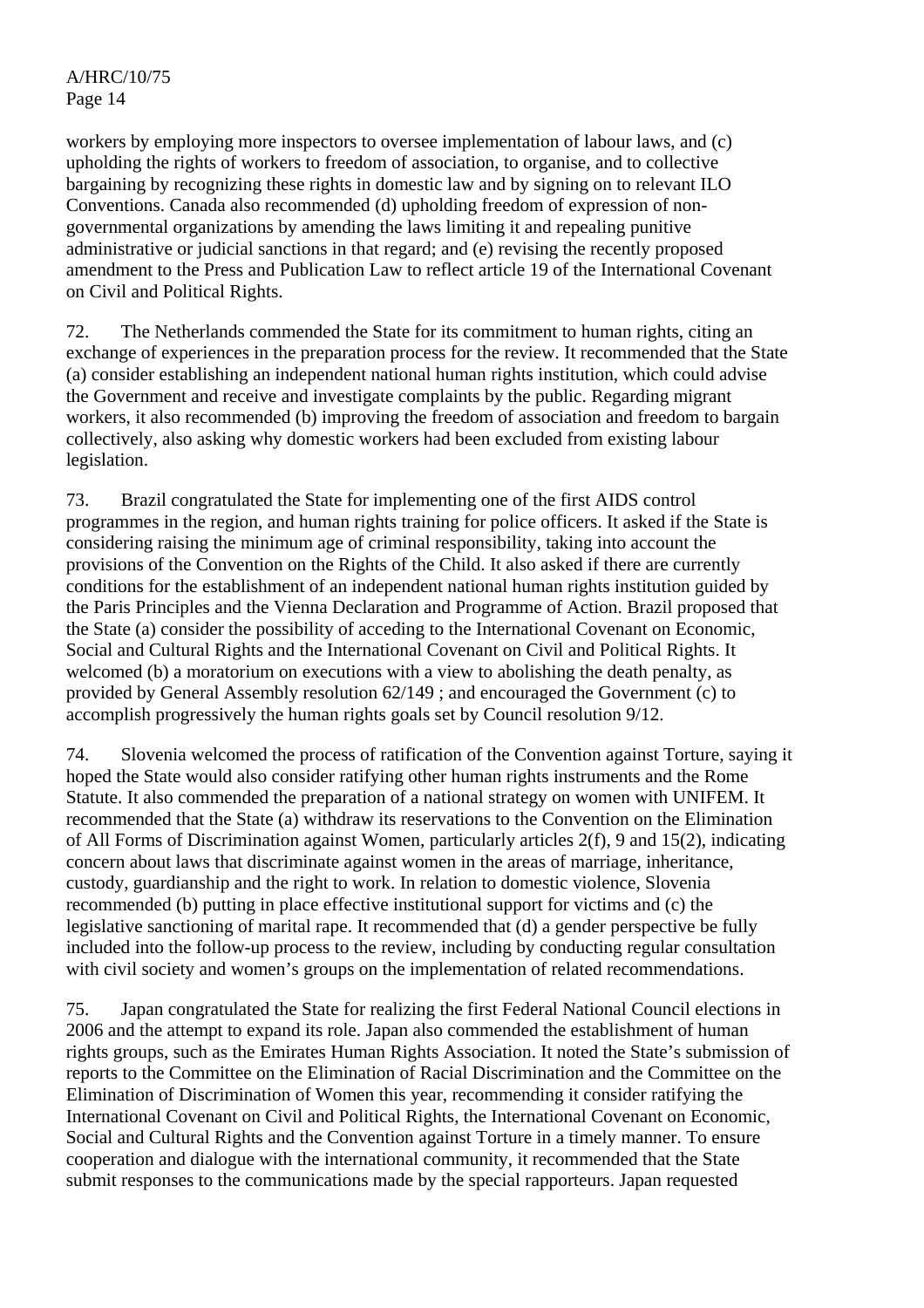workers by employing more inspectors to oversee implementation of labour laws, and (c) upholding the rights of workers to freedom of association, to organise, and to collective bargaining by recognizing these rights in domestic law and by signing on to relevant ILO Conventions. Canada also recommended (d) upholding freedom of expression of non-governmental organizations by amending the laws limiting it and repealing punitive administrative or judicial sanctions in that regard; and (e) revising the recently proposed amendment to the Press and Publication Law to reflect article 19 of the International Covenant on Civil and Political Rights.

72. The Netherlands commended the State for its commitment to human rights, citing an exchange of experiences in the preparation process for the review. It recommended that the State (a) consider establishing an independent national human rights institution, which could advise the Government and receive and investigate complaints by the public. Regarding migrant workers, it also recommended (b) improving the freedom of association and freedom to bargain collectively, also asking why domestic workers had been excluded from existing labour legislation.

73. Brazil congratulated the State for implementing one of the first AIDS control programmes in the region, and human rights training for police officers. It asked if the State is considering raising the minimum age of criminal responsibility, taking into account the provisions of the Convention on the Rights of the Child. It also asked if there are currently conditions for the establishment of an independent national human rights institution guided by the Paris Principles and the Vienna Declaration and Programme of Action. Brazil proposed that the State (a) consider the possibility of acceding to the International Covenant on Economic, Social and Cultural Rights and the International Covenant on Civil and Political Rights. It welcomed (b) a moratorium on executions with a view to abolishing the death penalty, as provided by General Assembly resolution 62/149 ; and encouraged the Government (c) to accomplish progressively the human rights goals set by Council resolution 9/12.

74. Slovenia welcomed the process of ratification of the Convention against Torture, saying it hoped the State would also consider ratifying other human rights instruments and the Rome Statute. It also commended the preparation of a national strategy on women with UNIFEM. It recommended that the State (a) withdraw its reservations to the Convention on the Elimination of All Forms of Discrimination against Women, particularly articles 2(f), 9 and 15(2), indicating concern about laws that discriminate against women in the areas of marriage, inheritance, custody, guardianship and the right to work. In relation to domestic violence, Slovenia recommended (b) putting in place effective institutional support for victims and (c) the legislative sanctioning of marital rape. It recommended that (d) a gender perspective be fully included into the follow-up process to the review, including by conducting regular consultation with civil society and women's groups on the implementation of related recommendations.

75. Japan congratulated the State for realizing the first Federal National Council elections in 2006 and the attempt to expand its role. Japan also commended the establishment of human rights groups, such as the Emirates Human Rights Association. It noted the State's submission of reports to the Committee on the Elimination of Racial Discrimination and the Committee on the Elimination of Discrimination of Women this year, recommending it consider ratifying the International Covenant on Civil and Political Rights, the International Covenant on Economic, Social and Cultural Rights and the Convention against Torture in a timely manner. To ensure cooperation and dialogue with the international community, it recommended that the State submit responses to the communications made by the special rapporteurs. Japan requested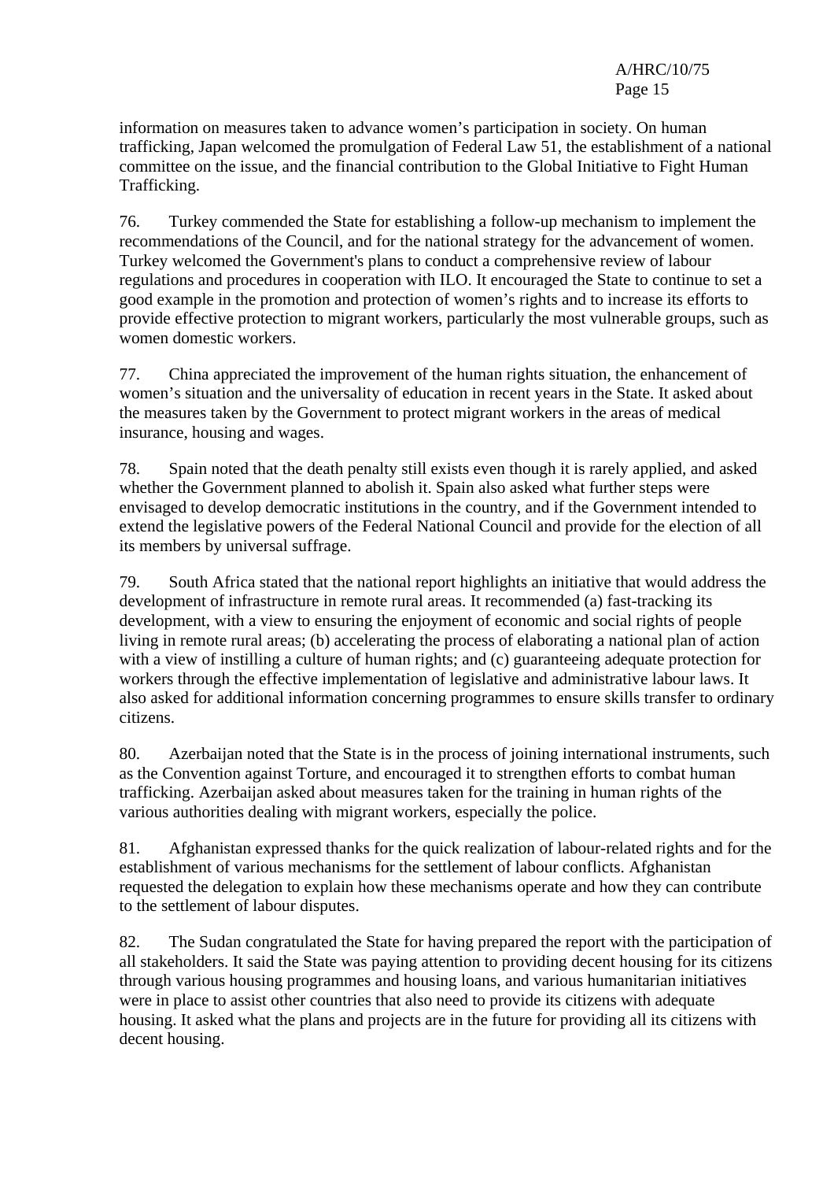information on measures taken to advance women's participation in society. On human trafficking, Japan welcomed the promulgation of Federal Law 51, the establishment of a national committee on the issue, and the financial contribution to the Global Initiative to Fight Human Trafficking.

76. Turkey commended the State for establishing a follow-up mechanism to implement the recommendations of the Council, and for the national strategy for the advancement of women. Turkey welcomed the Government's plans to conduct a comprehensive review of labour regulations and procedures in cooperation with ILO. It encouraged the State to continue to set a good example in the promotion and protection of women's rights and to increase its efforts to provide effective protection to migrant workers, particularly the most vulnerable groups, such as women domestic workers.

77. China appreciated the improvement of the human rights situation, the enhancement of women's situation and the universality of education in recent years in the State. It asked about the measures taken by the Government to protect migrant workers in the areas of medical insurance, housing and wages.

78. Spain noted that the death penalty still exists even though it is rarely applied, and asked whether the Government planned to abolish it. Spain also asked what further steps were envisaged to develop democratic institutions in the country, and if the Government intended to extend the legislative powers of the Federal National Council and provide for the election of all its members by universal suffrage.

79. South Africa stated that the national report highlights an initiative that would address the development of infrastructure in remote rural areas. It recommended (a) fast-tracking its development, with a view to ensuring the enjoyment of economic and social rights of people living in remote rural areas; (b) accelerating the process of elaborating a national plan of action with a view of instilling a culture of human rights; and (c) guaranteeing adequate protection for workers through the effective implementation of legislative and administrative labour laws. It also asked for additional information concerning programmes to ensure skills transfer to ordinary citizens.

80. Azerbaijan noted that the State is in the process of joining international instruments, such as the Convention against Torture, and encouraged it to strengthen efforts to combat human trafficking. Azerbaijan asked about measures taken for the training in human rights of the various authorities dealing with migrant workers, especially the police.

81. Afghanistan expressed thanks for the quick realization of labour-related rights and for the establishment of various mechanisms for the settlement of labour conflicts. Afghanistan requested the delegation to explain how these mechanisms operate and how they can contribute to the settlement of labour disputes.

82. The Sudan congratulated the State for having prepared the report with the participation of all stakeholders. It said the State was paying attention to providing decent housing for its citizens through various housing programmes and housing loans, and various humanitarian initiatives were in place to assist other countries that also need to provide its citizens with adequate housing. It asked what the plans and projects are in the future for providing all its citizens with decent housing.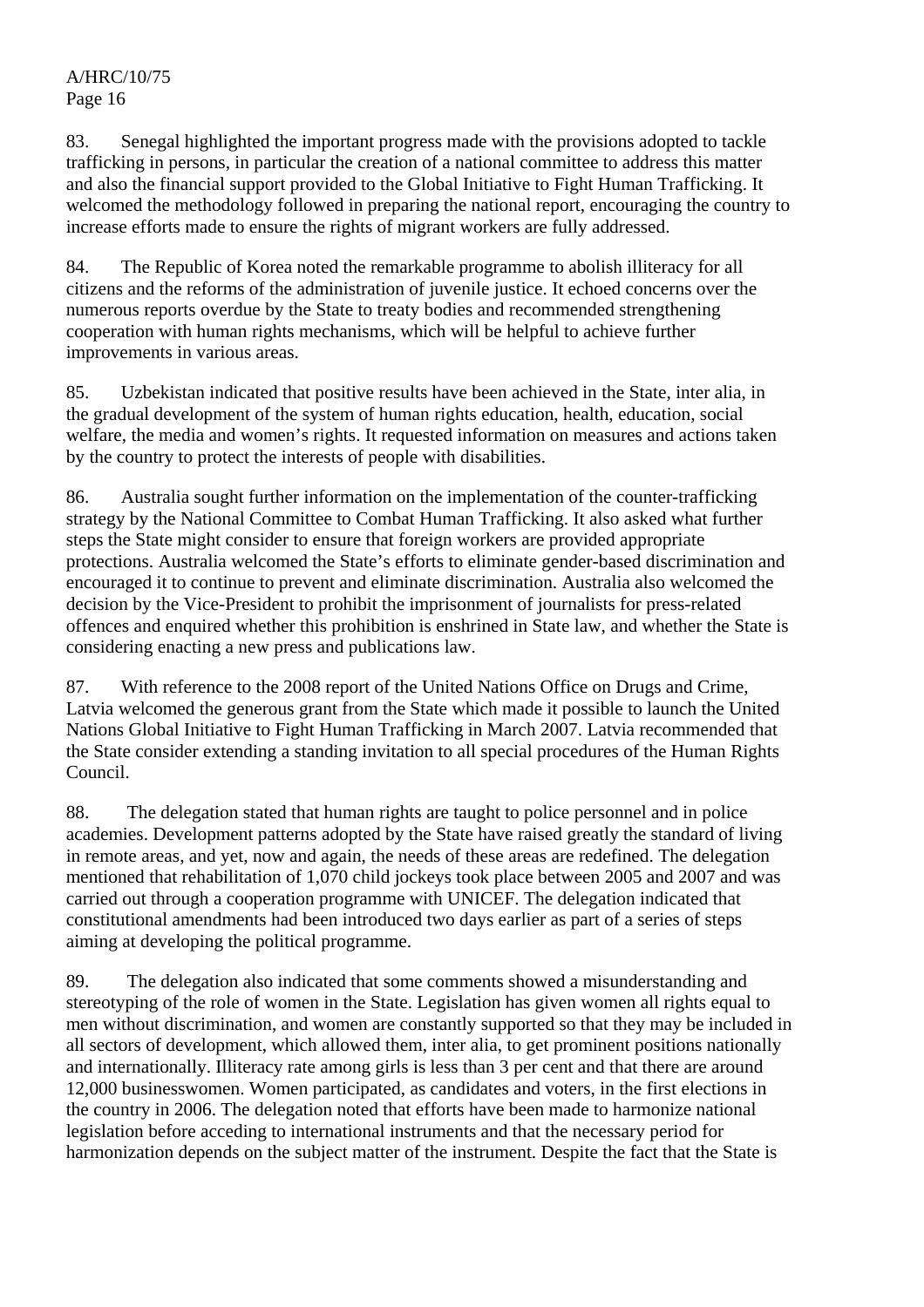83. Senegal highlighted the important progress made with the provisions adopted to tackle trafficking in persons, in particular the creation of a national committee to address this matter and also the financial support provided to the Global Initiative to Fight Human Trafficking. It welcomed the methodology followed in preparing the national report, encouraging the country to increase efforts made to ensure the rights of migrant workers are fully addressed.

84. The Republic of Korea noted the remarkable programme to abolish illiteracy for all citizens and the reforms of the administration of juvenile justice. It echoed concerns over the numerous reports overdue by the State to treaty bodies and recommended strengthening cooperation with human rights mechanisms, which will be helpful to achieve further improvements in various areas.

85. Uzbekistan indicated that positive results have been achieved in the State, inter alia, in the gradual development of the system of human rights education, health, education, social welfare, the media and women's rights. It requested information on measures and actions taken by the country to protect the interests of people with disabilities.

86. Australia sought further information on the implementation of the counter-trafficking strategy by the National Committee to Combat Human Trafficking. It also asked what further steps the State might consider to ensure that foreign workers are provided appropriate protections. Australia welcomed the State's efforts to eliminate gender-based discrimination and encouraged it to continue to prevent and eliminate discrimination. Australia also welcomed the decision by the Vice-President to prohibit the imprisonment of journalists for press-related offences and enquired whether this prohibition is enshrined in State law, and whether the State is considering enacting a new press and publications law.

87. With reference to the 2008 report of the United Nations Office on Drugs and Crime, Latvia welcomed the generous grant from the State which made it possible to launch the United Nations Global Initiative to Fight Human Trafficking in March 2007. Latvia recommended that the State consider extending a standing invitation to all special procedures of the Human Rights Council.

88. The delegation stated that human rights are taught to police personnel and in police academies. Development patterns adopted by the State have raised greatly the standard of living in remote areas, and yet, now and again, the needs of these areas are redefined. The delegation mentioned that rehabilitation of 1,070 child jockeys took place between 2005 and 2007 and was carried out through a cooperation programme with UNICEF. The delegation indicated that constitutional amendments had been introduced two days earlier as part of a series of steps aiming at developing the political programme.

89. The delegation also indicated that some comments showed a misunderstanding and stereotyping of the role of women in the State. Legislation has given women all rights equal to men without discrimination, and women are constantly supported so that they may be included in all sectors of development, which allowed them, inter alia, to get prominent positions nationally and internationally. Illiteracy rate among girls is less than 3 per cent and that there are around 12,000 businesswomen. Women participated, as candidates and voters, in the first elections in the country in 2006. The delegation noted that efforts have been made to harmonize national legislation before acceding to international instruments and that the necessary period for harmonization depends on the subject matter of the instrument. Despite the fact that the State is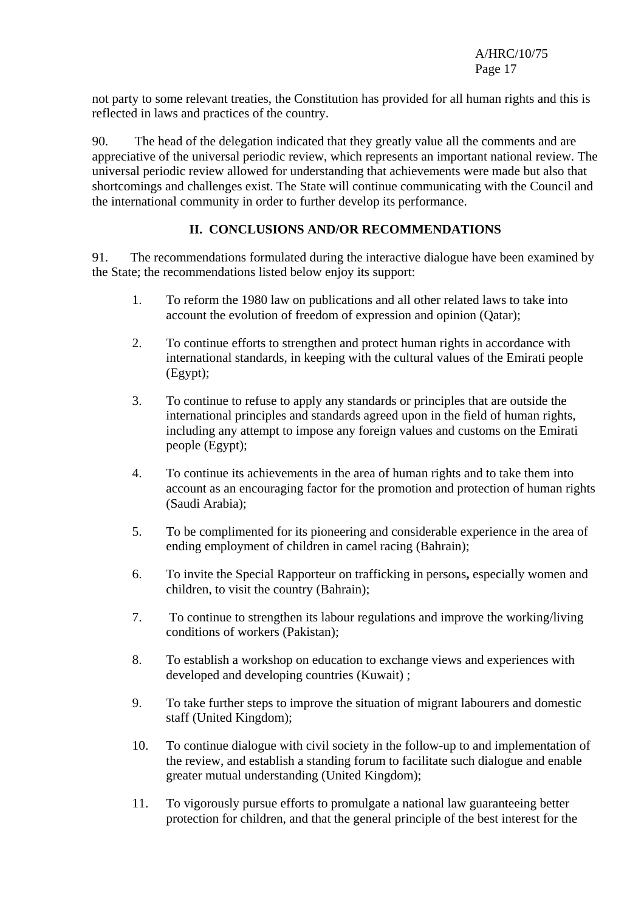not party to some relevant treaties, the Constitution has provided for all human rights and this is reflected in laws and practices of the country.

90. The head of the delegation indicated that they greatly value all the comments and are appreciative of the universal periodic review, which represents an important national review. The universal periodic review allowed for understanding that achievements were made but also that shortcomings and challenges exist. The State will continue communicating with the Council and the international community in order to further develop its performance.

## II. CONCLUSIONS AND/OR RECOMMENDATIONS

91. The recommendations formulated during the interactive dialogue have been examined by the State; the recommendations listed below enjoy its support:

1. To reform the 1980 law on publications and all other related laws to take into account the evolution of freedom of expression and opinion (Qatar);

2. To continue efforts to strengthen and protect human rights in accordance with international standards, in keeping with the cultural values of the Emirati people (Egypt);

3. To continue to refuse to apply any standards or principles that are outside the international principles and standards agreed upon in the field of human rights, including any attempt to impose any foreign values and customs on the Emirati people (Egypt);

4. To continue its achievements in the area of human rights and to take them into account as an encouraging factor for the promotion and protection of human rights (Saudi Arabia);

5. To be complimented for its pioneering and considerable experience in the area of ending employment of children in camel racing (Bahrain);

6. To invite the Special Rapporteur on trafficking in persons**,** especially women and children, to visit the country (Bahrain);

7. To continue to strengthen its labour regulations and improve the working/living conditions of workers (Pakistan);

8. To establish a workshop on education to exchange views and experiences with developed and developing countries (Kuwait) ;

9. To take further steps to improve the situation of migrant labourers and domestic staff (United Kingdom);

10. To continue dialogue with civil society in the follow-up to and implementation of the review, and establish a standing forum to facilitate such dialogue and enable greater mutual understanding (United Kingdom);

11. To vigorously pursue efforts to promulgate a national law guaranteeing better protection for children, and that the general principle of the best interest for the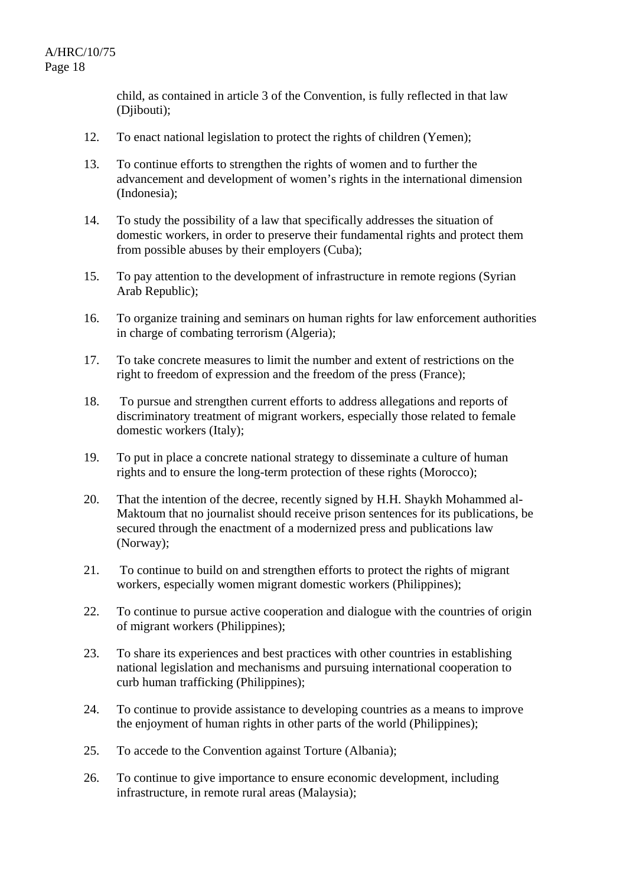child, as contained in article 3 of the Convention, is fully reflected in that law (Djibouti);

12. To enact national legislation to protect the rights of children (Yemen);

13. To continue efforts to strengthen the rights of women and to further the advancement and development of women's rights in the international dimension (Indonesia);

14. To study the possibility of a law that specifically addresses the situation of domestic workers, in order to preserve their fundamental rights and protect them from possible abuses by their employers (Cuba);

15. To pay attention to the development of infrastructure in remote regions (Syrian Arab Republic);

16. To organize training and seminars on human rights for law enforcement authorities in charge of combating terrorism (Algeria);

17. To take concrete measures to limit the number and extent of restrictions on the right to freedom of expression and the freedom of the press (France);

18. To pursue and strengthen current efforts to address allegations and reports of discriminatory treatment of migrant workers, especially those related to female domestic workers (Italy);

19. To put in place a concrete national strategy to disseminate a culture of human rights and to ensure the long-term protection of these rights (Morocco);

20. That the intention of the decree, recently signed by H.H. Shaykh Mohammed al-Maktoum that no journalist should receive prison sentences for its publications, be secured through the enactment of a modernized press and publications law (Norway);

21. To continue to build on and strengthen efforts to protect the rights of migrant workers, especially women migrant domestic workers (Philippines);

22. To continue to pursue active cooperation and dialogue with the countries of origin of migrant workers (Philippines);

23. To share its experiences and best practices with other countries in establishing national legislation and mechanisms and pursuing international cooperation to curb human trafficking (Philippines);

24. To continue to provide assistance to developing countries as a means to improve the enjoyment of human rights in other parts of the world (Philippines);

25. To accede to the Convention against Torture (Albania);

26. To continue to give importance to ensure economic development, including infrastructure, in remote rural areas (Malaysia);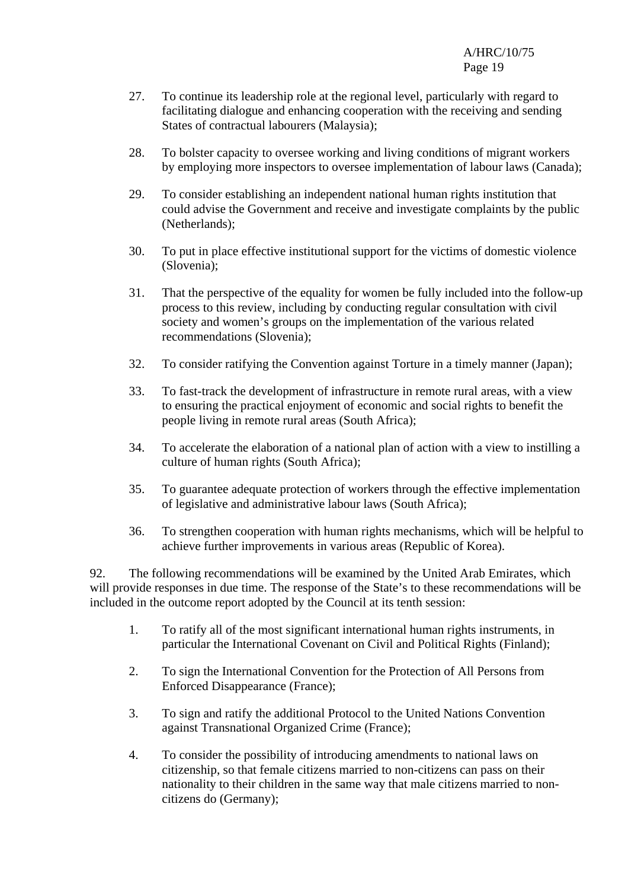27. To continue its leadership role at the regional level, particularly with regard to facilitating dialogue and enhancing cooperation with the receiving and sending States of contractual labourers (Malaysia);

28. To bolster capacity to oversee working and living conditions of migrant workers by employing more inspectors to oversee implementation of labour laws (Canada);

29. To consider establishing an independent national human rights institution that could advise the Government and receive and investigate complaints by the public (Netherlands);

30. To put in place effective institutional support for the victims of domestic violence (Slovenia);

31. That the perspective of the equality for women be fully included into the follow-up process to this review, including by conducting regular consultation with civil society and women's groups on the implementation of the various related recommendations (Slovenia);

32. To consider ratifying the Convention against Torture in a timely manner (Japan);

33. To fast-track the development of infrastructure in remote rural areas, with a view to ensuring the practical enjoyment of economic and social rights to benefit the people living in remote rural areas (South Africa);

34. To accelerate the elaboration of a national plan of action with a view to instilling a culture of human rights (South Africa);

35. To guarantee adequate protection of workers through the effective implementation of legislative and administrative labour laws (South Africa);

36. To strengthen cooperation with human rights mechanisms, which will be helpful to achieve further improvements in various areas (Republic of Korea).

92. The following recommendations will be examined by the United Arab Emirates, which will provide responses in due time. The response of the State's to these recommendations will be included in the outcome report adopted by the Council at its tenth session:

1. To ratify all of the most significant international human rights instruments, in particular the International Covenant on Civil and Political Rights (Finland);

2. To sign the International Convention for the Protection of All Persons from Enforced Disappearance (France);

3. To sign and ratify the additional Protocol to the United Nations Convention against Transnational Organized Crime (France);

4. To consider the possibility of introducing amendments to national laws on citizenship, so that female citizens married to non-citizens can pass on their nationality to their children in the same way that male citizens married to non-citizens do (Germany);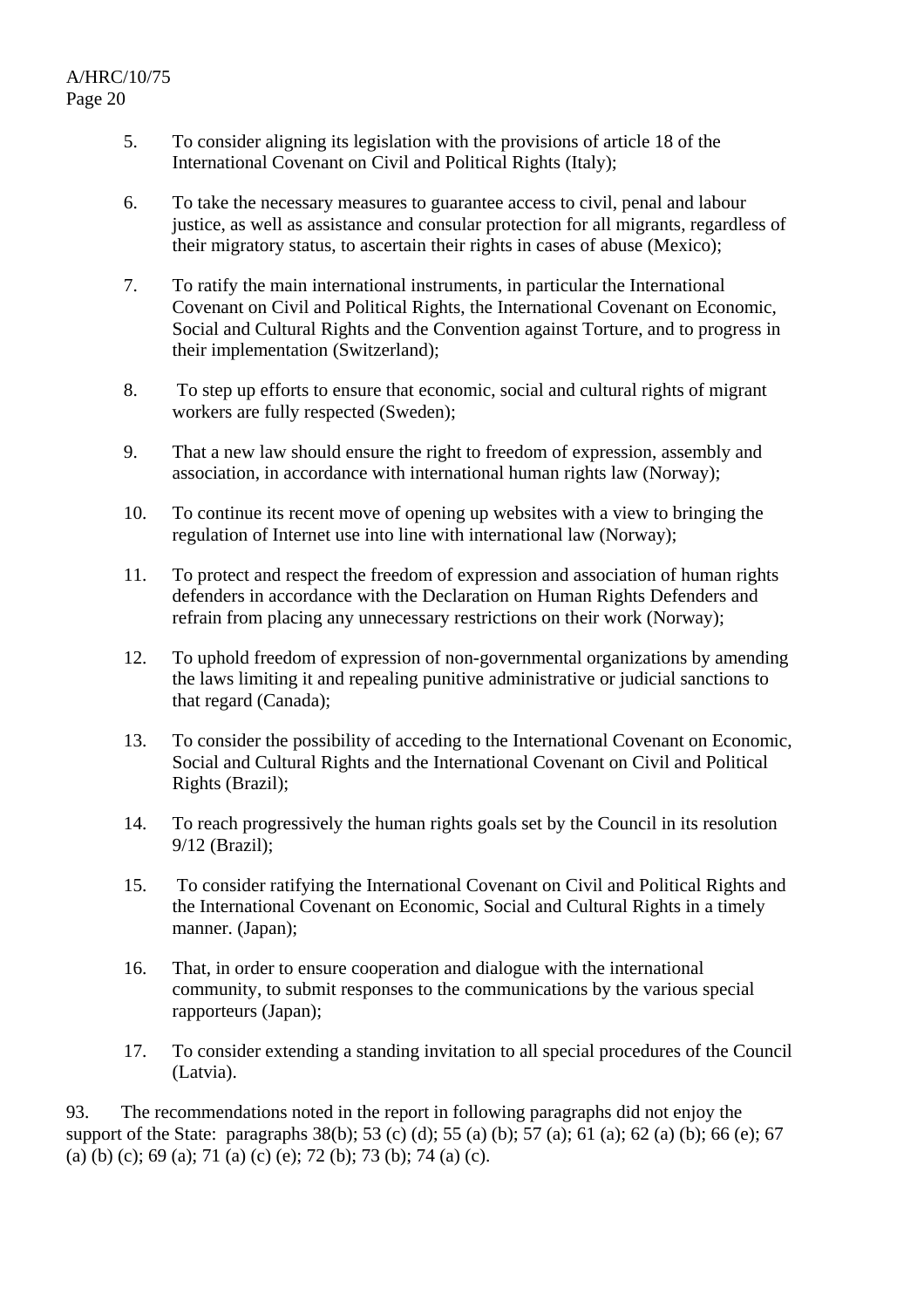5. To consider aligning its legislation with the provisions of article 18 of the International Covenant on Civil and Political Rights (Italy);

6. To take the necessary measures to guarantee access to civil, penal and labour justice, as well as assistance and consular protection for all migrants, regardless of their migratory status, to ascertain their rights in cases of abuse (Mexico);

7. To ratify the main international instruments, in particular the International Covenant on Civil and Political Rights, the International Covenant on Economic, Social and Cultural Rights and the Convention against Torture, and to progress in their implementation (Switzerland);

8. To step up efforts to ensure that economic, social and cultural rights of migrant workers are fully respected (Sweden);

9. That a new law should ensure the right to freedom of expression, assembly and association, in accordance with international human rights law (Norway);

10. To continue its recent move of opening up websites with a view to bringing the regulation of Internet use into line with international law (Norway);

11. To protect and respect the freedom of expression and association of human rights defenders in accordance with the Declaration on Human Rights Defenders and refrain from placing any unnecessary restrictions on their work (Norway);

12. To uphold freedom of expression of non-governmental organizations by amending the laws limiting it and repealing punitive administrative or judicial sanctions to that regard (Canada);

13. To consider the possibility of acceding to the International Covenant on Economic, Social and Cultural Rights and the International Covenant on Civil and Political Rights (Brazil);

14. To reach progressively the human rights goals set by the Council in its resolution 9/12 (Brazil);

15. To consider ratifying the International Covenant on Civil and Political Rights and the International Covenant on Economic, Social and Cultural Rights in a timely manner. (Japan);

16. That, in order to ensure cooperation and dialogue with the international community, to submit responses to the communications by the various special rapporteurs (Japan);

17. To consider extending a standing invitation to all special procedures of the Council (Latvia).

93. The recommendations noted in the report in following paragraphs did not enjoy the support of the State: paragraphs 38(b); 53 (c) (d); 55 (a) (b); 57 (a); 61 (a); 62 (a) (b); 66 (e); 67 (a) (b) (c); 69 (a); 71 (a) (c) (e); 72 (b); 73 (b); 74 (a) (c).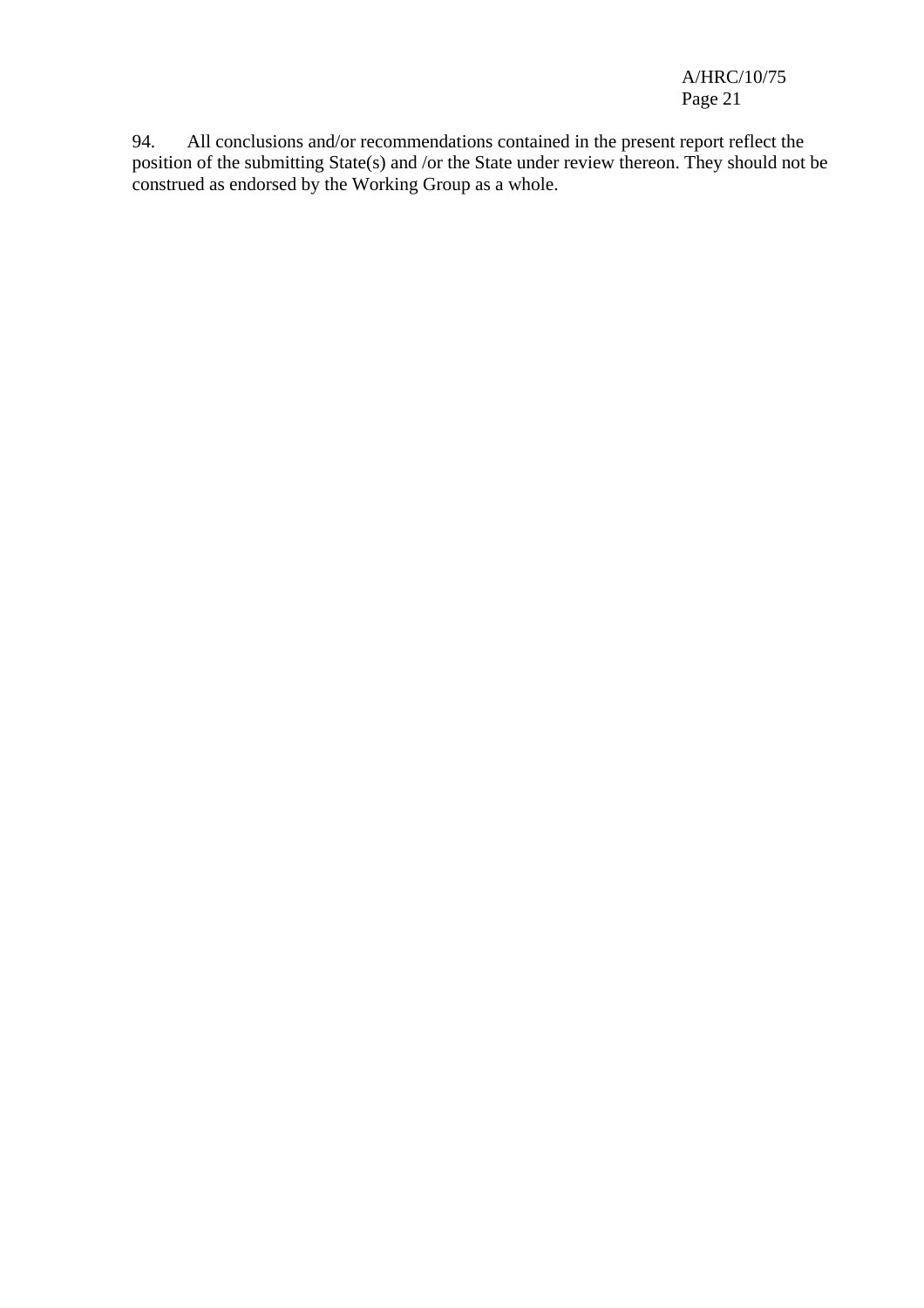94. All conclusions and/or recommendations contained in the present report reflect the position of the submitting State(s) and /or the State under review thereon. They should not be construed as endorsed by the Working Group as a whole.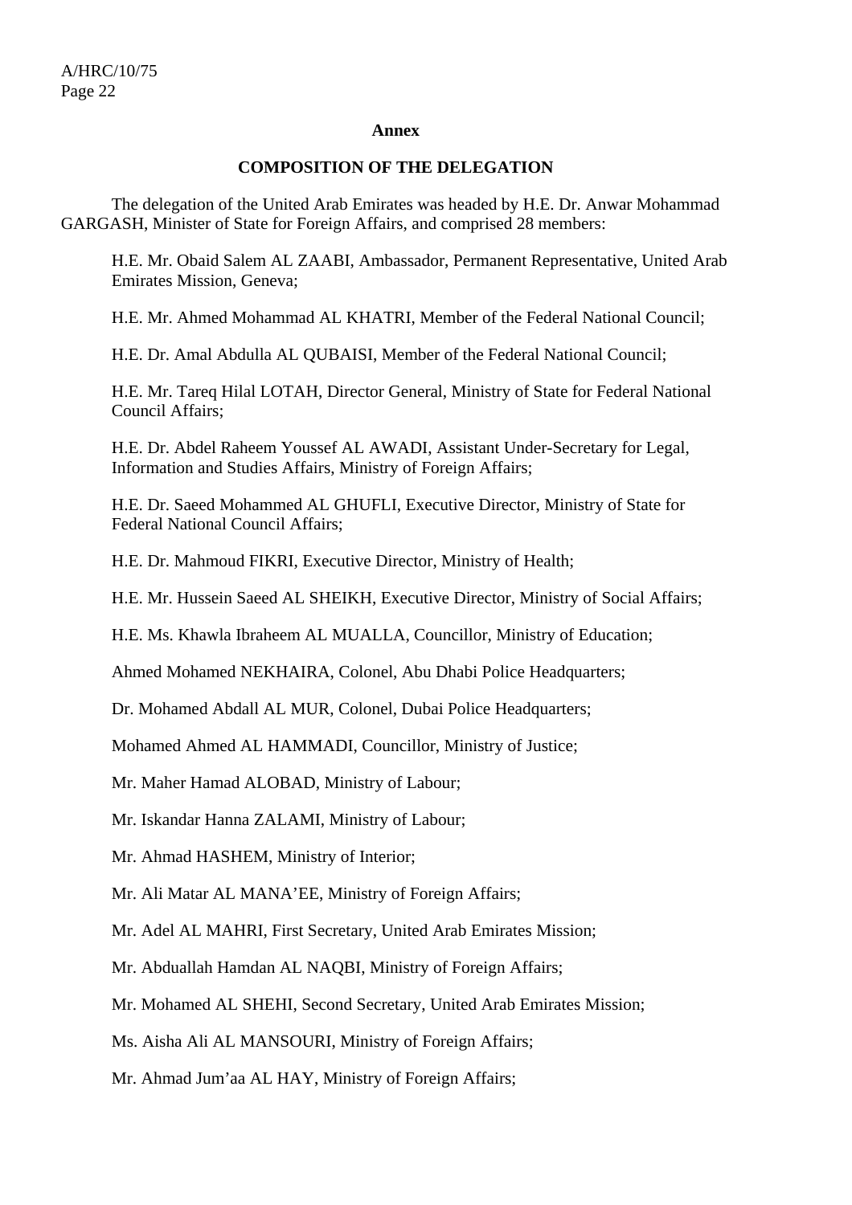**Annex**

**COMPOSITION OF THE DELEGATION**

The delegation of the United Arab Emirates was headed by H.E. Dr. Anwar Mohammad GARGASH, Minister of State for Foreign Affairs, and comprised 28 members:

H.E. Mr. Obaid Salem AL ZAABI, Ambassador, Permanent Representative, United Arab Emirates Mission, Geneva;

H.E. Mr. Ahmed Mohammad AL KHATRI, Member of the Federal National Council;

H.E. Dr. Amal Abdulla AL QUBAISI, Member of the Federal National Council;

H.E. Mr. Tareq Hilal LOTAH, Director General, Ministry of State for Federal National Council Affairs;

H.E. Dr. Abdel Raheem Youssef AL AWADI, Assistant Under-Secretary for Legal, Information and Studies Affairs, Ministry of Foreign Affairs;

H.E. Dr. Saeed Mohammed AL GHUFLI, Executive Director, Ministry of State for Federal National Council Affairs;

H.E. Dr. Mahmoud FIKRI, Executive Director, Ministry of Health;

H.E. Mr. Hussein Saeed AL SHEIKH, Executive Director, Ministry of Social Affairs;

H.E. Ms. Khawla Ibraheem AL MUALLA, Councillor, Ministry of Education;

Ahmed Mohamed NEKHAIRA, Colonel, Abu Dhabi Police Headquarters;

Dr. Mohamed Abdall AL MUR, Colonel, Dubai Police Headquarters;

Mohamed Ahmed AL HAMMADI, Councillor, Ministry of Justice;

Mr. Maher Hamad ALOBAD, Ministry of Labour;

Mr. Iskandar Hanna ZALAMI, Ministry of Labour;

Mr. Ahmad HASHEM, Ministry of Interior;

Mr. Ali Matar AL MANA'EE, Ministry of Foreign Affairs;

Mr. Adel AL MAHRI, First Secretary, United Arab Emirates Mission;

Mr. Abduallah Hamdan AL NAQBI, Ministry of Foreign Affairs;

Mr. Mohamed AL SHEHI, Second Secretary, United Arab Emirates Mission;

Ms. Aisha Ali AL MANSOURI, Ministry of Foreign Affairs;

Mr. Ahmad Jum'aa AL HAY, Ministry of Foreign Affairs;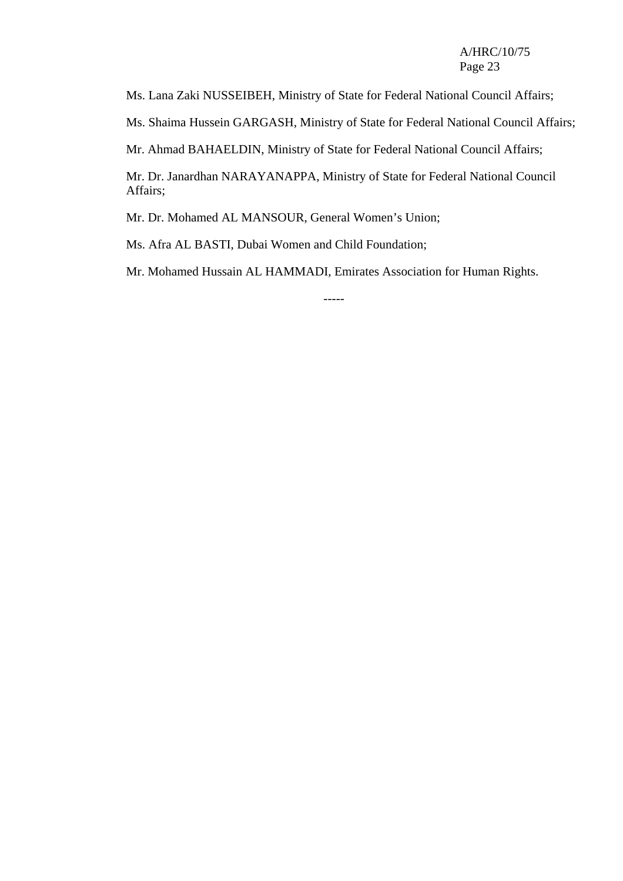Ms. Lana Zaki NUSSEIBEH, Ministry of State for Federal National Council Affairs;

Ms. Shaima Hussein GARGASH, Ministry of State for Federal National Council Affairs;

Mr. Ahmad BAHAELDIN, Ministry of State for Federal National Council Affairs;

Mr. Dr. Janardhan NARAYANAPPA, Ministry of State for Federal National Council Affairs;

Mr. Dr. Mohamed AL MANSOUR, General Women's Union;

Ms. Afra AL BASTI, Dubai Women and Child Foundation;

Mr. Mohamed Hussain AL HAMMADI, Emirates Association for Human Rights.

-----